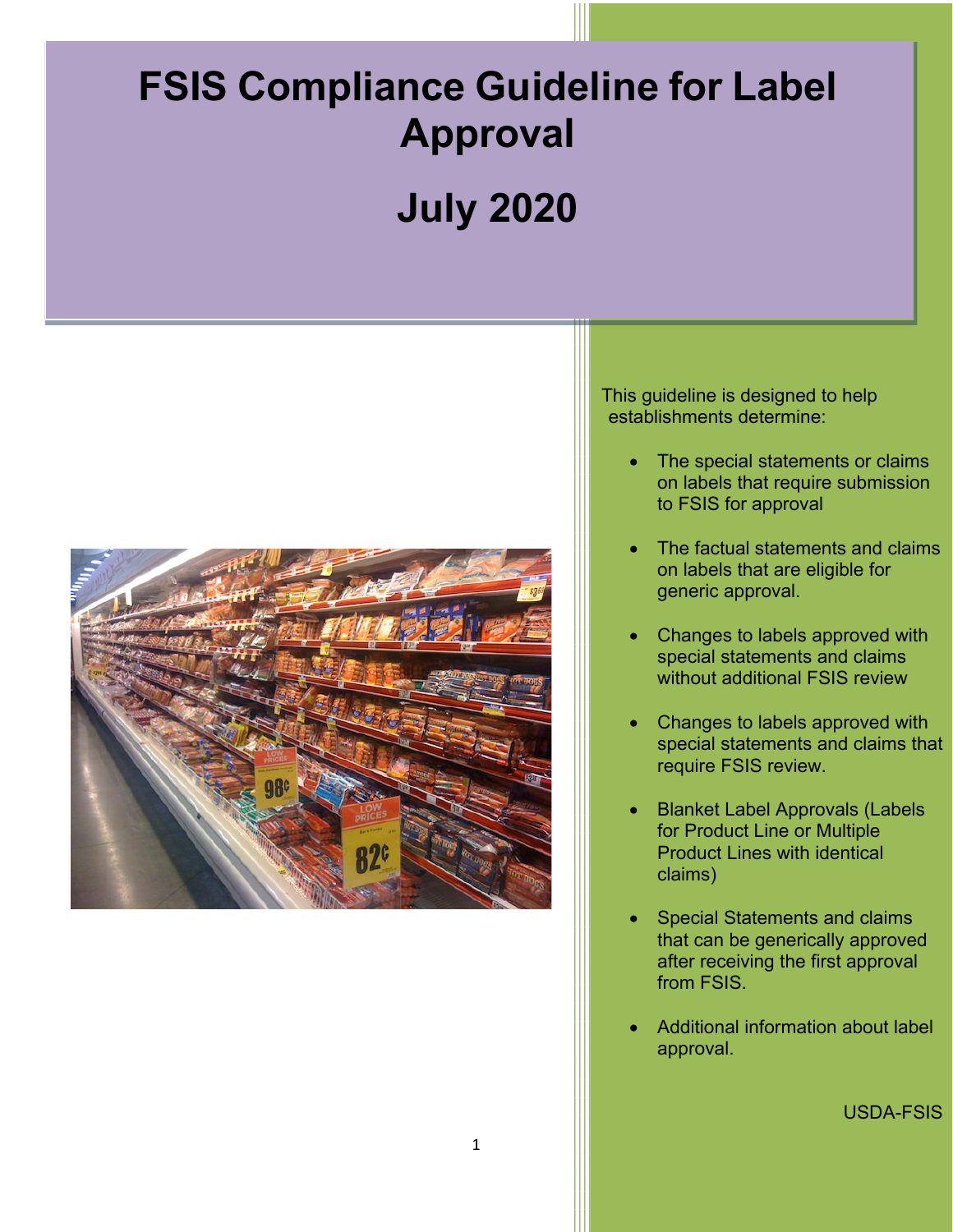# FSIS Compliance Guideline for Label Approval

# July 2020

This guideline is designed to help establishments determine:

- The special statements or claims on labels that require submission to FSIS for approval
- The factual statements and claims on labels that are eligible for generic approval.
- Changes to labels approved with special statements and claims without additional FSIS review
- Changes to labels approved with special statements and claims that require FSIS review.
- Blanket Label Approvals (Labels for Product Line or Multiple Product Lines with identical claims)
- Special Statements and claims that can be generically approved after receiving the first approval from FSIS.
- Additional information about label approval.

USDA-FSIS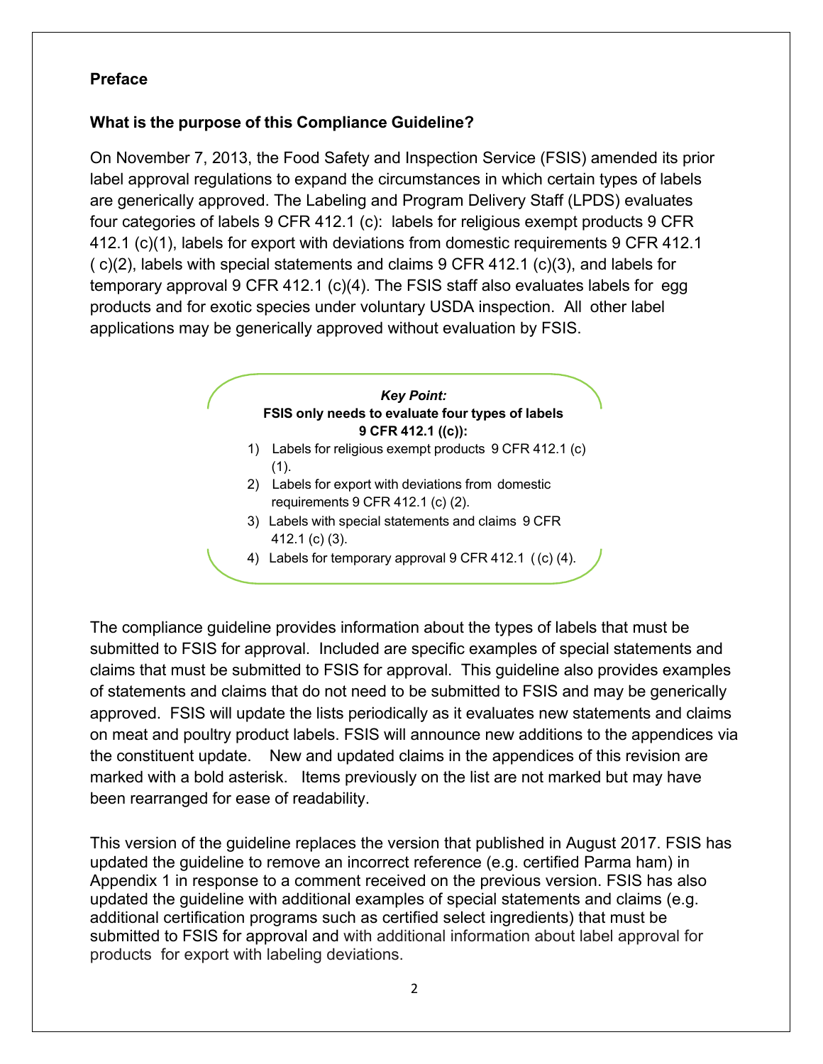## Preface

### What is the purpose of this Compliance Guideline?

On November 7, 2013, the Food Safety and Inspection Service (FSIS) amended its prior label approval regulations to expand the circumstances in which certain types of labels are generically approved. The Labeling and Program Delivery Staff (LPDS) evaluates four categories of labels 9 CFR 412.1 (c): labels for religious exempt products 9 CFR 412.1 (c)(1), labels for export with deviations from domestic requirements 9 CFR 412.1 ( c)(2), labels with special statements and claims 9 CFR 412.1 (c)(3), and labels for temporary approval 9 CFR 412.1 (c)(4). The FSIS staff also evaluates labels for egg products and for exotic species under voluntary USDA inspection. All other label applications may be generically approved without evaluation by FSIS.

> ***Key Point:***
> **FSIS only needs to evaluate four types of labels 9 CFR 412.1 ((c)):**
> 1) Labels for religious exempt products 9 CFR 412.1 (c) (1).
> 2) Labels for export with deviations from domestic requirements 9 CFR 412.1 (c) (2).
> 3) Labels with special statements and claims 9 CFR 412.1 (c) (3).
> 4) Labels for temporary approval 9 CFR 412.1 ( (c) (4).

The compliance guideline provides information about the types of labels that must be submitted to FSIS for approval. Included are specific examples of special statements and claims that must be submitted to FSIS for approval. This guideline also provides examples of statements and claims that do not need to be submitted to FSIS and may be generically approved. FSIS will update the lists periodically as it evaluates new statements and claims on meat and poultry product labels. FSIS will announce new additions to the appendices via the constituent update. New and updated claims in the appendices of this revision are marked with a bold asterisk. Items previously on the list are not marked but may have been rearranged for ease of readability.

This version of the guideline replaces the version that published in August 2017. FSIS has updated the guideline to remove an incorrect reference (e.g. certified Parma ham) in Appendix 1 in response to a comment received on the previous version. FSIS has also updated the guideline with additional examples of special statements and claims (e.g. additional certification programs such as certified select ingredients) that must be submitted to FSIS for approval and with additional information about label approval for products for export with labeling deviations.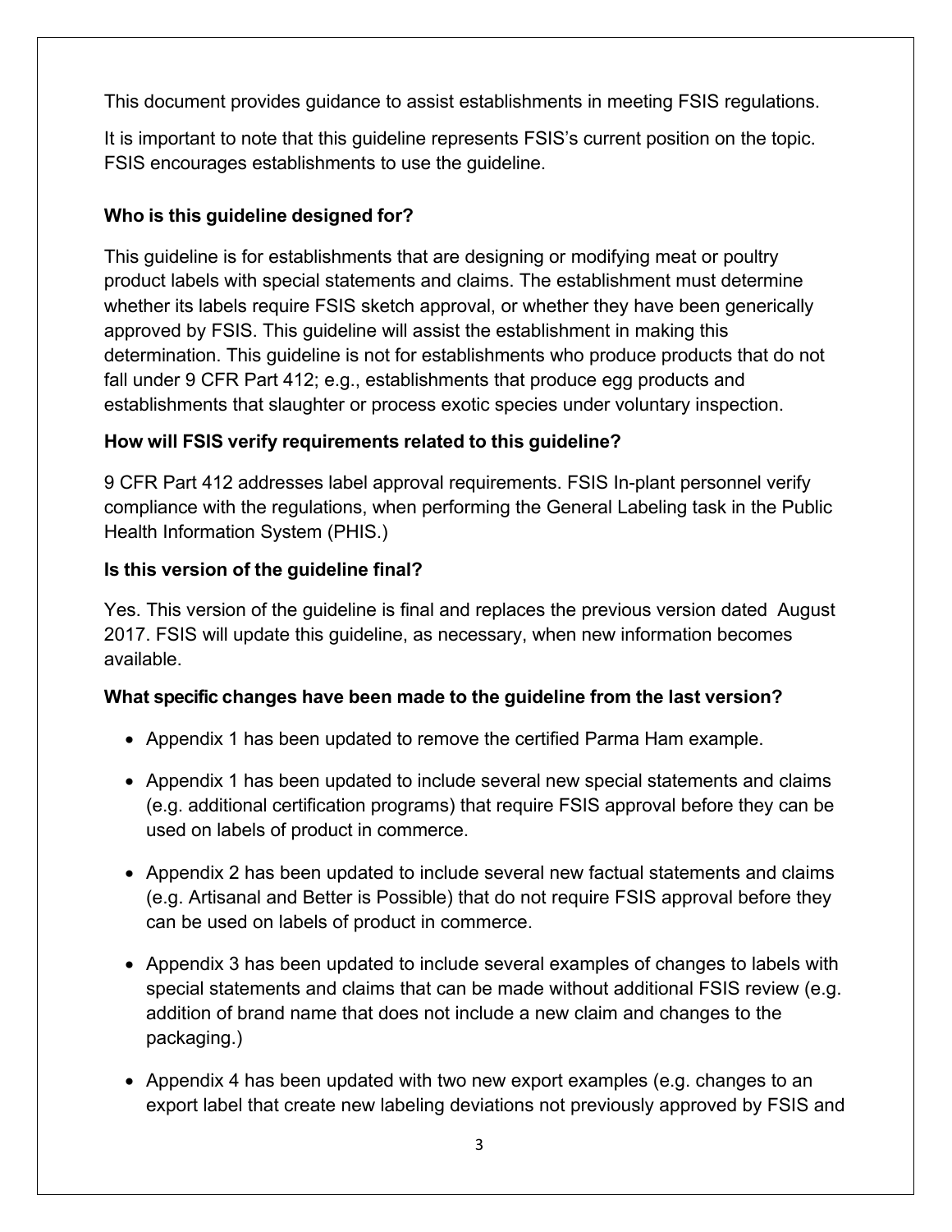This document provides guidance to assist establishments in meeting FSIS regulations.

It is important to note that this guideline represents FSIS's current position on the topic. FSIS encourages establishments to use the guideline.

### Who is this guideline designed for?

This guideline is for establishments that are designing or modifying meat or poultry product labels with special statements and claims. The establishment must determine whether its labels require FSIS sketch approval, or whether they have been generically approved by FSIS. This guideline will assist the establishment in making this determination. This guideline is not for establishments who produce products that do not fall under 9 CFR Part 412; e.g., establishments that produce egg products and establishments that slaughter or process exotic species under voluntary inspection.

### How will FSIS verify requirements related to this guideline?

9 CFR Part 412 addresses label approval requirements. FSIS In-plant personnel verify compliance with the regulations, when performing the General Labeling task in the Public Health Information System (PHIS.)

### Is this version of the guideline final?

Yes. This version of the guideline is final and replaces the previous version dated August 2017. FSIS will update this guideline, as necessary, when new information becomes available.

### What specific changes have been made to the guideline from the last version?

- Appendix 1 has been updated to remove the certified Parma Ham example.
- Appendix 1 has been updated to include several new special statements and claims (e.g. additional certification programs) that require FSIS approval before they can be used on labels of product in commerce.
- Appendix 2 has been updated to include several new factual statements and claims (e.g. Artisanal and Better is Possible) that do not require FSIS approval before they can be used on labels of product in commerce.
- Appendix 3 has been updated to include several examples of changes to labels with special statements and claims that can be made without additional FSIS review (e.g. addition of brand name that does not include a new claim and changes to the packaging.)
- Appendix 4 has been updated with two new export examples (e.g. changes to an export label that create new labeling deviations not previously approved by FSIS and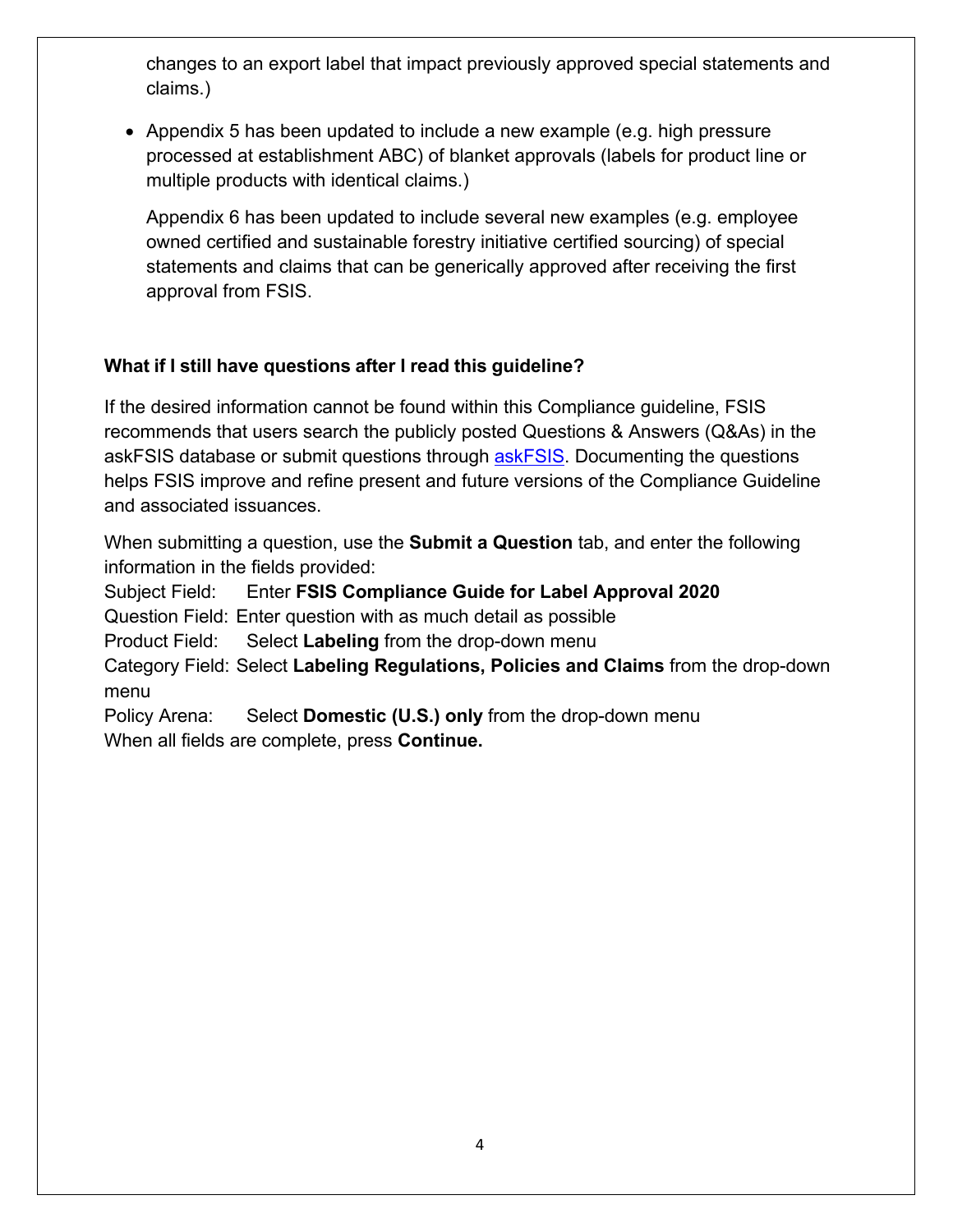changes to an export label that impact previously approved special statements and claims.)

- Appendix 5 has been updated to include a new example (e.g. high pressure processed at establishment ABC) of blanket approvals (labels for product line or multiple products with identical claims.)

  Appendix 6 has been updated to include several new examples (e.g. employee owned certified and sustainable forestry initiative certified sourcing) of special statements and claims that can be generically approved after receiving the first approval from FSIS.

**What if I still have questions after I read this guideline?**

If the desired information cannot be found within this Compliance guideline, FSIS recommends that users search the publicly posted Questions & Answers (Q&As) in the askFSIS database or submit questions through askFSIS. Documenting the questions helps FSIS improve and refine present and future versions of the Compliance Guideline and associated issuances.

When submitting a question, use the **Submit a Question** tab, and enter the following information in the fields provided:
Subject Field: Enter **FSIS Compliance Guide for Label Approval 2020**
Question Field: Enter question with as much detail as possible
Product Field: Select **Labeling** from the drop-down menu
Category Field: Select **Labeling Regulations, Policies and Claims** from the drop-down menu
Policy Arena: Select **Domestic (U.S.) only** from the drop-down menu
When all fields are complete, press **Continue.**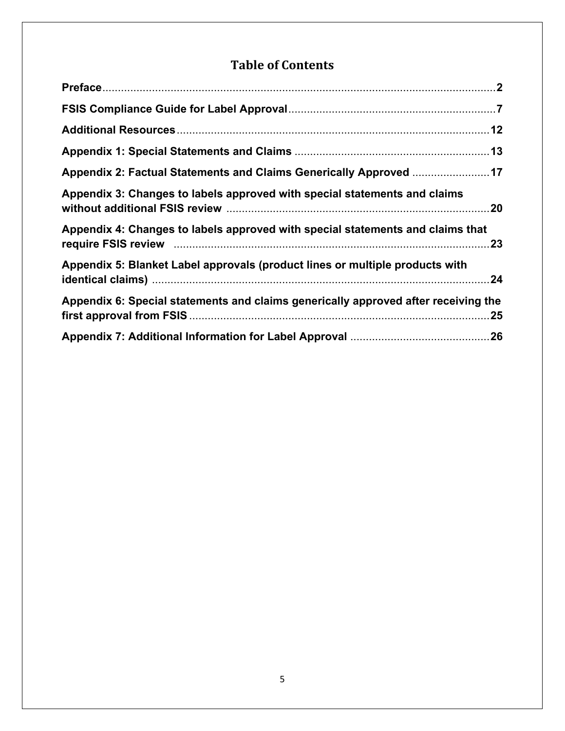# Table of Contents

**Preface** ... 2

**FSIS Compliance Guide for Label Approval** ... 7

**Additional Resources** ... 12

**Appendix 1: Special Statements and Claims** ... 13

**Appendix 2: Factual Statements and Claims Generically Approved** ... 17

**Appendix 3: Changes to labels approved with special statements and claims without additional FSIS review** ... 20

**Appendix 4: Changes to labels approved with special statements and claims that require FSIS review** ... 23

**Appendix 5: Blanket Label approvals (product lines or multiple products with identical claims)** ... 24

**Appendix 6: Special statements and claims generically approved after receiving the first approval from FSIS** ... 25

**Appendix 7: Additional Information for Label Approval** ... 26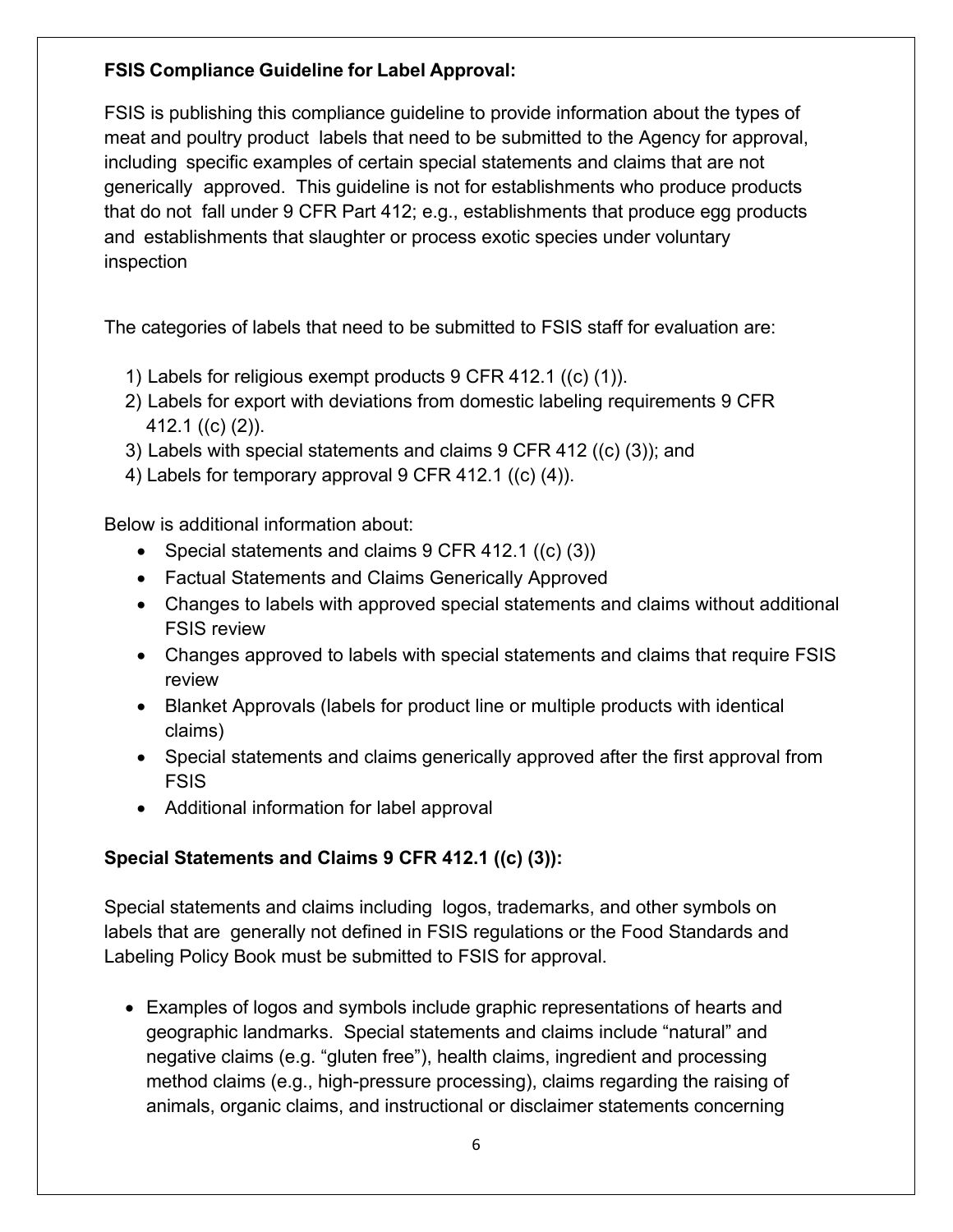**FSIS Compliance Guideline for Label Approval:**

FSIS is publishing this compliance guideline to provide information about the types of meat and poultry product labels that need to be submitted to the Agency for approval, including specific examples of certain special statements and claims that are not generically approved. This guideline is not for establishments who produce products that do not fall under 9 CFR Part 412; e.g., establishments that produce egg products and establishments that slaughter or process exotic species under voluntary inspection

The categories of labels that need to be submitted to FSIS staff for evaluation are:

1) Labels for religious exempt products 9 CFR 412.1 ((c) (1)).
2) Labels for export with deviations from domestic labeling requirements 9 CFR 412.1 ((c) (2)).
3) Labels with special statements and claims 9 CFR 412 ((c) (3)); and
4) Labels for temporary approval 9 CFR 412.1 ((c) (4)).

Below is additional information about:

- Special statements and claims 9 CFR 412.1 ((c) (3))
- Factual Statements and Claims Generically Approved
- Changes to labels with approved special statements and claims without additional FSIS review
- Changes approved to labels with special statements and claims that require FSIS review
- Blanket Approvals (labels for product line or multiple products with identical claims)
- Special statements and claims generically approved after the first approval from FSIS
- Additional information for label approval

**Special Statements and Claims 9 CFR 412.1 ((c) (3)):**

Special statements and claims including logos, trademarks, and other symbols on labels that are generally not defined in FSIS regulations or the Food Standards and Labeling Policy Book must be submitted to FSIS for approval.

- Examples of logos and symbols include graphic representations of hearts and geographic landmarks. Special statements and claims include "natural" and negative claims (e.g. "gluten free"), health claims, ingredient and processing method claims (e.g., high-pressure processing), claims regarding the raising of animals, organic claims, and instructional or disclaimer statements concerning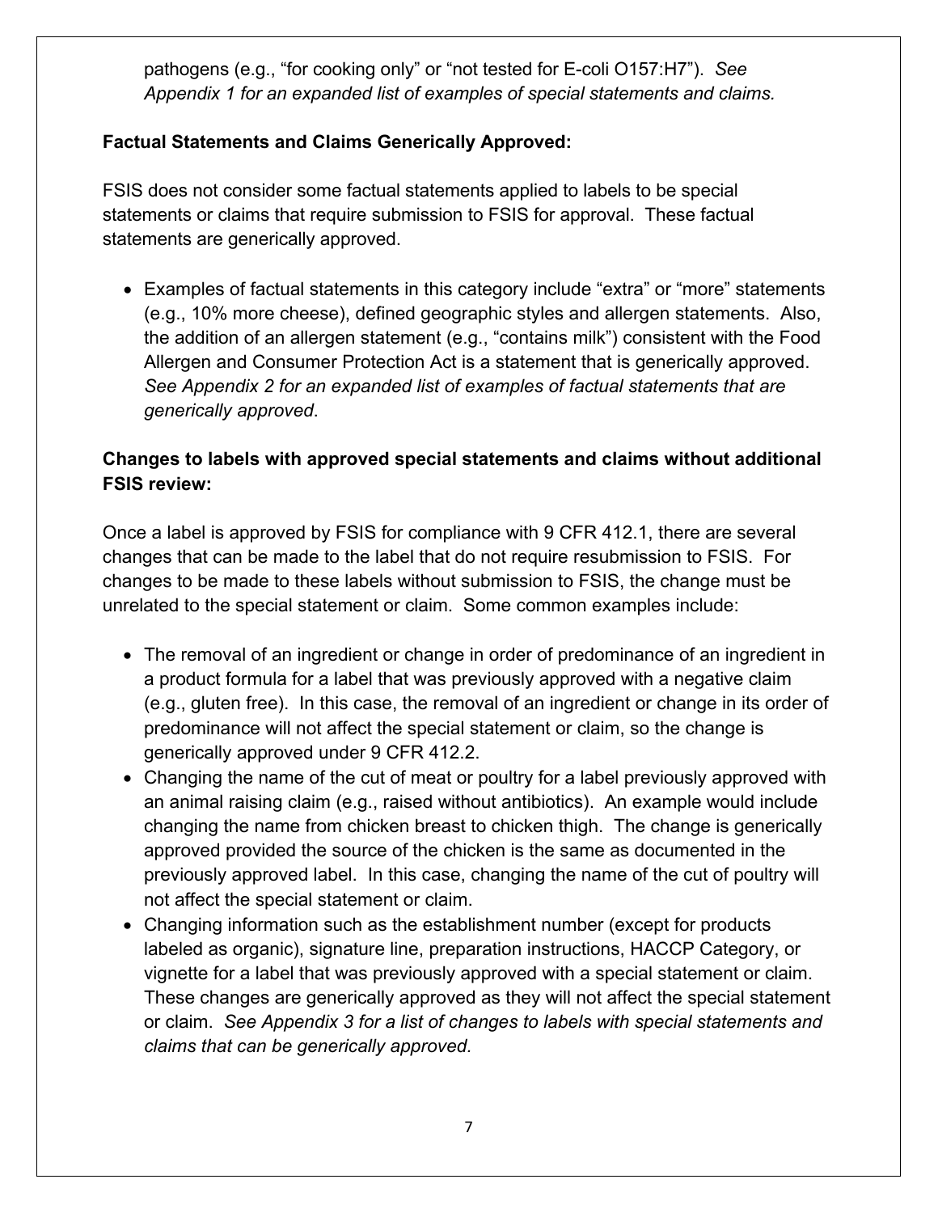pathogens (e.g., “for cooking only” or “not tested for E-coli O157:H7”). *See Appendix 1 for an expanded list of examples of special statements and claims.*

**Factual Statements and Claims Generically Approved:**

FSIS does not consider some factual statements applied to labels to be special statements or claims that require submission to FSIS for approval. These factual statements are generically approved.

- Examples of factual statements in this category include “extra” or “more” statements (e.g., 10% more cheese), defined geographic styles and allergen statements. Also, the addition of an allergen statement (e.g., “contains milk”) consistent with the Food Allergen and Consumer Protection Act is a statement that is generically approved. *See Appendix 2 for an expanded list of examples of factual statements that are generically approved*.

**Changes to labels with approved special statements and claims without additional FSIS review:**

Once a label is approved by FSIS for compliance with 9 CFR 412.1, there are several changes that can be made to the label that do not require resubmission to FSIS. For changes to be made to these labels without submission to FSIS, the change must be unrelated to the special statement or claim. Some common examples include:

- The removal of an ingredient or change in order of predominance of an ingredient in a product formula for a label that was previously approved with a negative claim (e.g., gluten free). In this case, the removal of an ingredient or change in its order of predominance will not affect the special statement or claim, so the change is generically approved under 9 CFR 412.2.
- Changing the name of the cut of meat or poultry for a label previously approved with an animal raising claim (e.g., raised without antibiotics). An example would include changing the name from chicken breast to chicken thigh. The change is generically approved provided the source of the chicken is the same as documented in the previously approved label. In this case, changing the name of the cut of poultry will not affect the special statement or claim.
- Changing information such as the establishment number (except for products labeled as organic), signature line, preparation instructions, HACCP Category, or vignette for a label that was previously approved with a special statement or claim. These changes are generically approved as they will not affect the special statement or claim. *See Appendix 3 for a list of changes to labels with special statements and claims that can be generically approved.*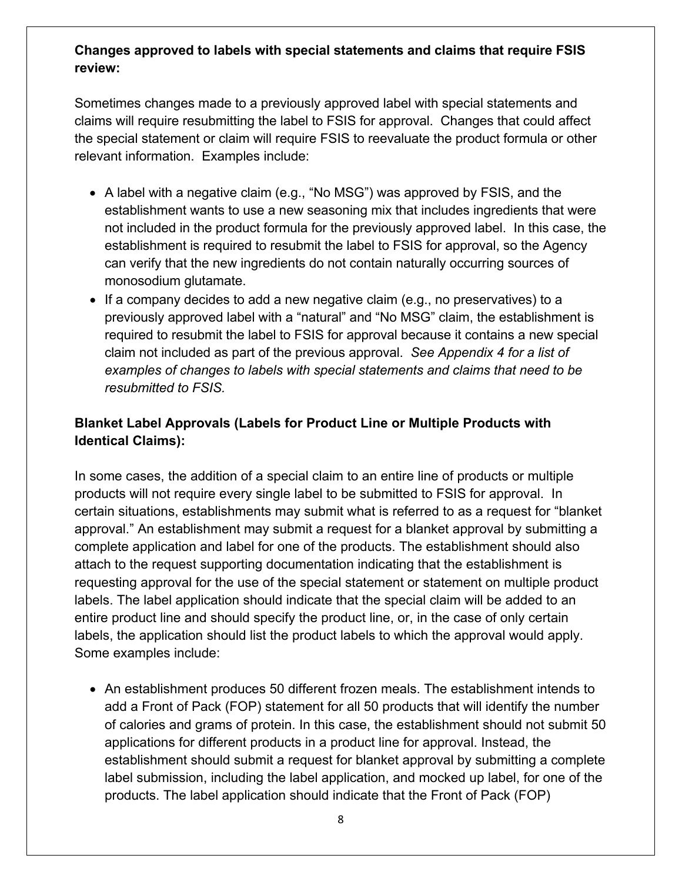**Changes approved to labels with special statements and claims that require FSIS review:**

Sometimes changes made to a previously approved label with special statements and claims will require resubmitting the label to FSIS for approval. Changes that could affect the special statement or claim will require FSIS to reevaluate the product formula or other relevant information. Examples include:

- A label with a negative claim (e.g., "No MSG") was approved by FSIS, and the establishment wants to use a new seasoning mix that includes ingredients that were not included in the product formula for the previously approved label. In this case, the establishment is required to resubmit the label to FSIS for approval, so the Agency can verify that the new ingredients do not contain naturally occurring sources of monosodium glutamate.
- If a company decides to add a new negative claim (e.g., no preservatives) to a previously approved label with a "natural" and "No MSG" claim, the establishment is required to resubmit the label to FSIS for approval because it contains a new special claim not included as part of the previous approval. *See Appendix 4 for a list of examples of changes to labels with special statements and claims that need to be resubmitted to FSIS.*

**Blanket Label Approvals (Labels for Product Line or Multiple Products with Identical Claims):**

In some cases, the addition of a special claim to an entire line of products or multiple products will not require every single label to be submitted to FSIS for approval. In certain situations, establishments may submit what is referred to as a request for "blanket approval." An establishment may submit a request for a blanket approval by submitting a complete application and label for one of the products. The establishment should also attach to the request supporting documentation indicating that the establishment is requesting approval for the use of the special statement or statement on multiple product labels. The label application should indicate that the special claim will be added to an entire product line and should specify the product line, or, in the case of only certain labels, the application should list the product labels to which the approval would apply. Some examples include:

- An establishment produces 50 different frozen meals. The establishment intends to add a Front of Pack (FOP) statement for all 50 products that will identify the number of calories and grams of protein. In this case, the establishment should not submit 50 applications for different products in a product line for approval. Instead, the establishment should submit a request for blanket approval by submitting a complete label submission, including the label application, and mocked up label, for one of the products. The label application should indicate that the Front of Pack (FOP)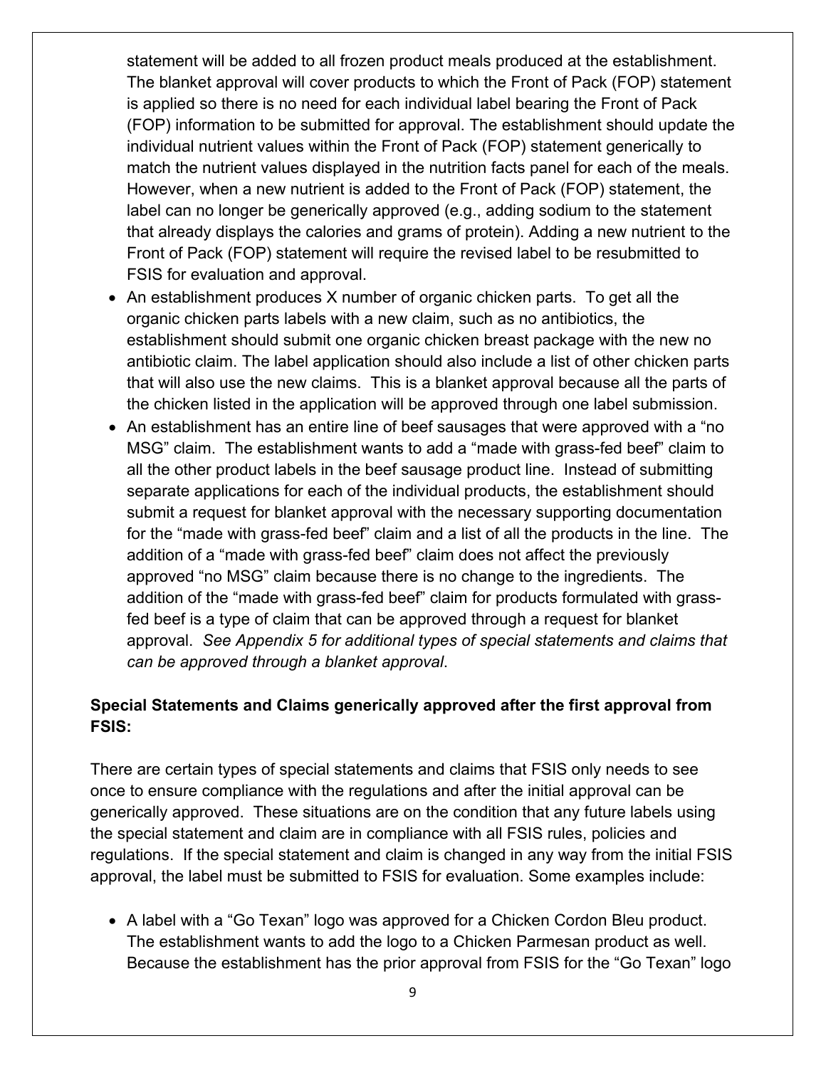statement will be added to all frozen product meals produced at the establishment. The blanket approval will cover products to which the Front of Pack (FOP) statement is applied so there is no need for each individual label bearing the Front of Pack (FOP) information to be submitted for approval. The establishment should update the individual nutrient values within the Front of Pack (FOP) statement generically to match the nutrient values displayed in the nutrition facts panel for each of the meals. However, when a new nutrient is added to the Front of Pack (FOP) statement, the label can no longer be generically approved (e.g., adding sodium to the statement that already displays the calories and grams of protein). Adding a new nutrient to the Front of Pack (FOP) statement will require the revised label to be resubmitted to FSIS for evaluation and approval.

- An establishment produces X number of organic chicken parts. To get all the organic chicken parts labels with a new claim, such as no antibiotics, the establishment should submit one organic chicken breast package with the new no antibiotic claim. The label application should also include a list of other chicken parts that will also use the new claims. This is a blanket approval because all the parts of the chicken listed in the application will be approved through one label submission.
- An establishment has an entire line of beef sausages that were approved with a "no MSG" claim. The establishment wants to add a "made with grass-fed beef" claim to all the other product labels in the beef sausage product line. Instead of submitting separate applications for each of the individual products, the establishment should submit a request for blanket approval with the necessary supporting documentation for the "made with grass-fed beef" claim and a list of all the products in the line. The addition of a "made with grass-fed beef" claim does not affect the previously approved "no MSG" claim because there is no change to the ingredients. The addition of the "made with grass-fed beef" claim for products formulated with grass-fed beef is a type of claim that can be approved through a request for blanket approval. *See Appendix 5 for additional types of special statements and claims that can be approved through a blanket approval*.

**Special Statements and Claims generically approved after the first approval from FSIS:**

There are certain types of special statements and claims that FSIS only needs to see once to ensure compliance with the regulations and after the initial approval can be generically approved. These situations are on the condition that any future labels using the special statement and claim are in compliance with all FSIS rules, policies and regulations. If the special statement and claim is changed in any way from the initial FSIS approval, the label must be submitted to FSIS for evaluation. Some examples include:

- A label with a "Go Texan" logo was approved for a Chicken Cordon Bleu product. The establishment wants to add the logo to a Chicken Parmesan product as well. Because the establishment has the prior approval from FSIS for the "Go Texan" logo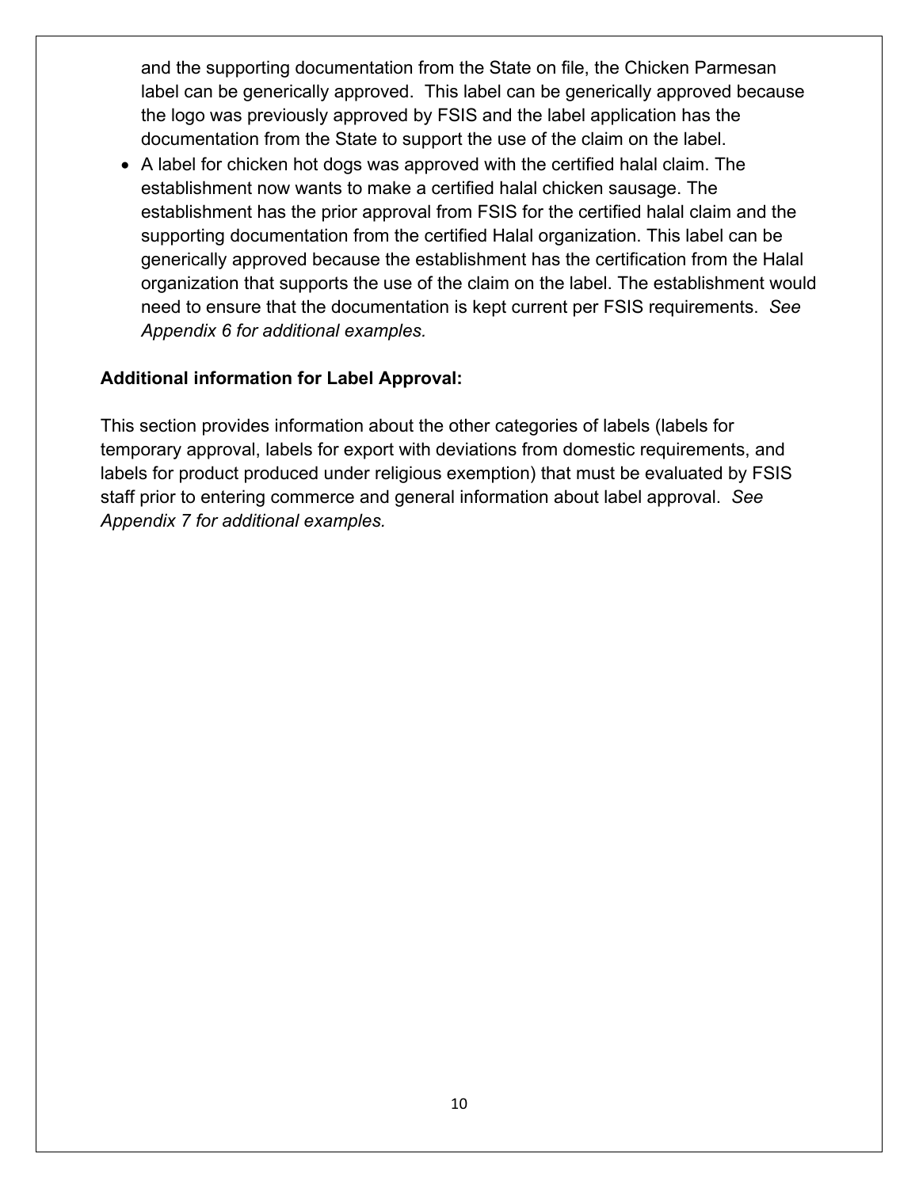and the supporting documentation from the State on file, the Chicken Parmesan label can be generically approved. This label can be generically approved because the logo was previously approved by FSIS and the label application has the documentation from the State to support the use of the claim on the label.

- A label for chicken hot dogs was approved with the certified halal claim. The establishment now wants to make a certified halal chicken sausage. The establishment has the prior approval from FSIS for the certified halal claim and the supporting documentation from the certified Halal organization. This label can be generically approved because the establishment has the certification from the Halal organization that supports the use of the claim on the label. The establishment would need to ensure that the documentation is kept current per FSIS requirements. *See Appendix 6 for additional examples.*

**Additional information for Label Approval:**

This section provides information about the other categories of labels (labels for temporary approval, labels for export with deviations from domestic requirements, and labels for product produced under religious exemption) that must be evaluated by FSIS staff prior to entering commerce and general information about label approval. *See Appendix 7 for additional examples.*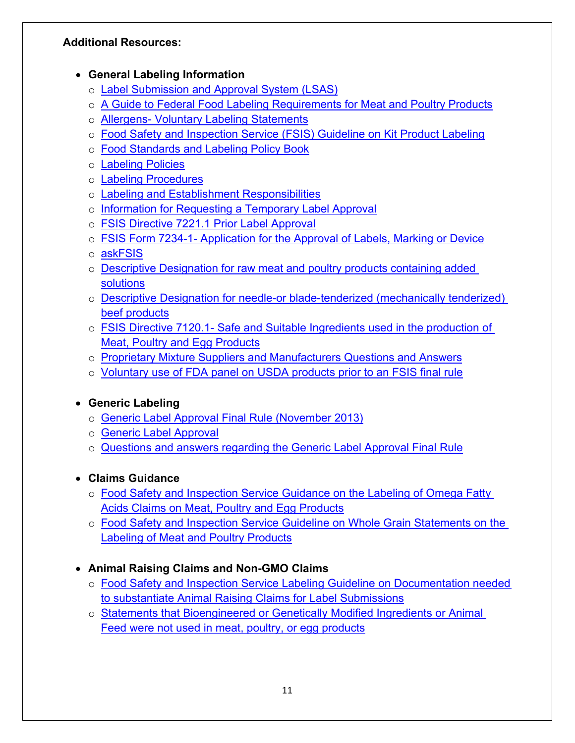**Additional Resources:**

- **General Labeling Information**
  - Label Submission and Approval System (LSAS)
  - A Guide to Federal Food Labeling Requirements for Meat and Poultry Products
  - Allergens- Voluntary Labeling Statements
  - Food Safety and Inspection Service (FSIS) Guideline on Kit Product Labeling
  - Food Standards and Labeling Policy Book
  - Labeling Policies
  - Labeling Procedures
  - Labeling and Establishment Responsibilities
  - Information for Requesting a Temporary Label Approval
  - FSIS Directive 7221.1 Prior Label Approval
  - FSIS Form 7234-1- Application for the Approval of Labels, Marking or Device
  - askFSIS
  - Descriptive Designation for raw meat and poultry products containing added solutions
  - Descriptive Designation for needle-or blade-tenderized (mechanically tenderized) beef products
  - FSIS Directive 7120.1- Safe and Suitable Ingredients used in the production of Meat, Poultry and Egg Products
  - Proprietary Mixture Suppliers and Manufacturers Questions and Answers
  - Voluntary use of FDA panel on USDA products prior to an FSIS final rule

- **Generic Labeling**
  - Generic Label Approval Final Rule (November 2013)
  - Generic Label Approval
  - Questions and answers regarding the Generic Label Approval Final Rule

- **Claims Guidance**
  - Food Safety and Inspection Service Guidance on the Labeling of Omega Fatty Acids Claims on Meat, Poultry and Egg Products
  - Food Safety and Inspection Service Guideline on Whole Grain Statements on the Labeling of Meat and Poultry Products

- **Animal Raising Claims and Non-GMO Claims**
  - Food Safety and Inspection Service Labeling Guideline on Documentation needed to substantiate Animal Raising Claims for Label Submissions
  - Statements that Bioengineered or Genetically Modified Ingredients or Animal Feed were not used in meat, poultry, or egg products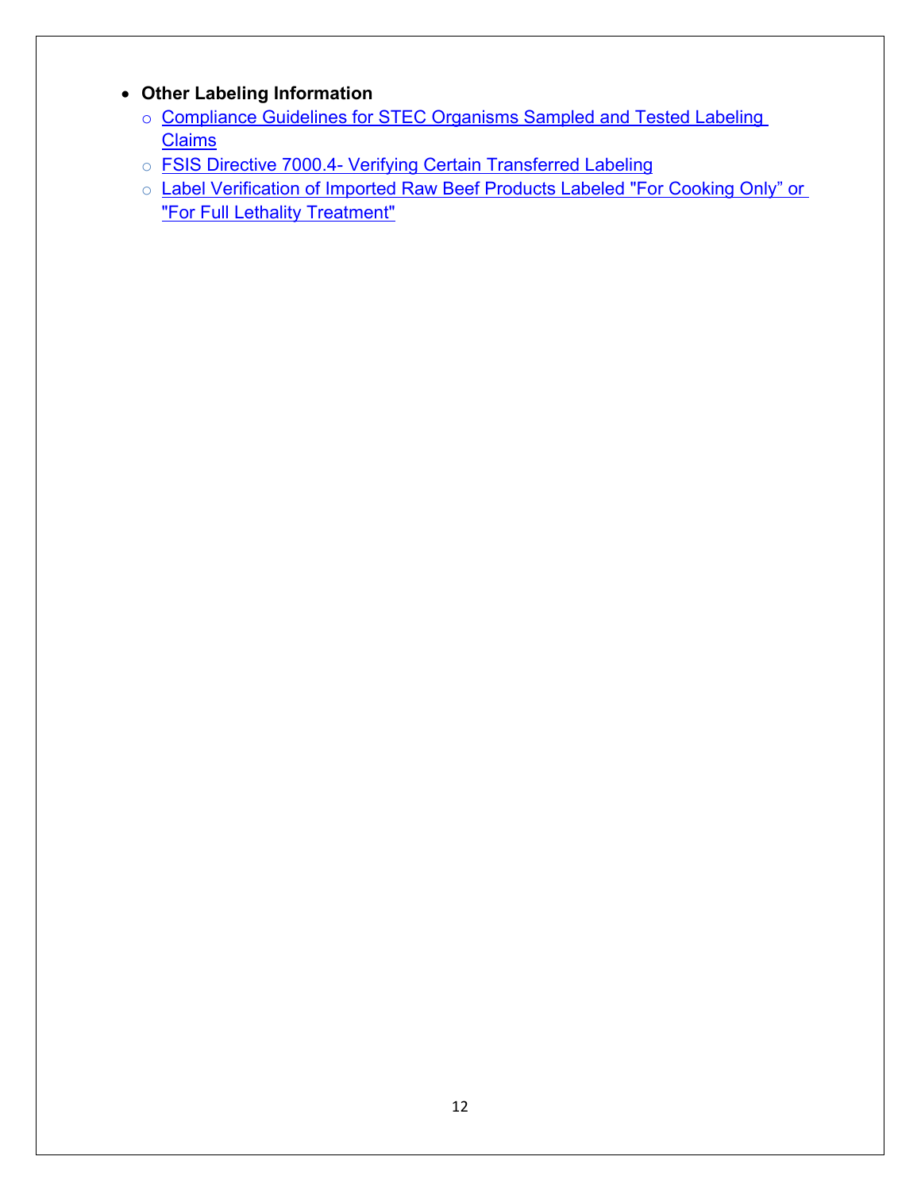- **Other Labeling Information**
  - Compliance Guidelines for STEC Organisms Sampled and Tested Labeling Claims
  - FSIS Directive 7000.4- Verifying Certain Transferred Labeling
  - Label Verification of Imported Raw Beef Products Labeled "For Cooking Only" or "For Full Lethality Treatment"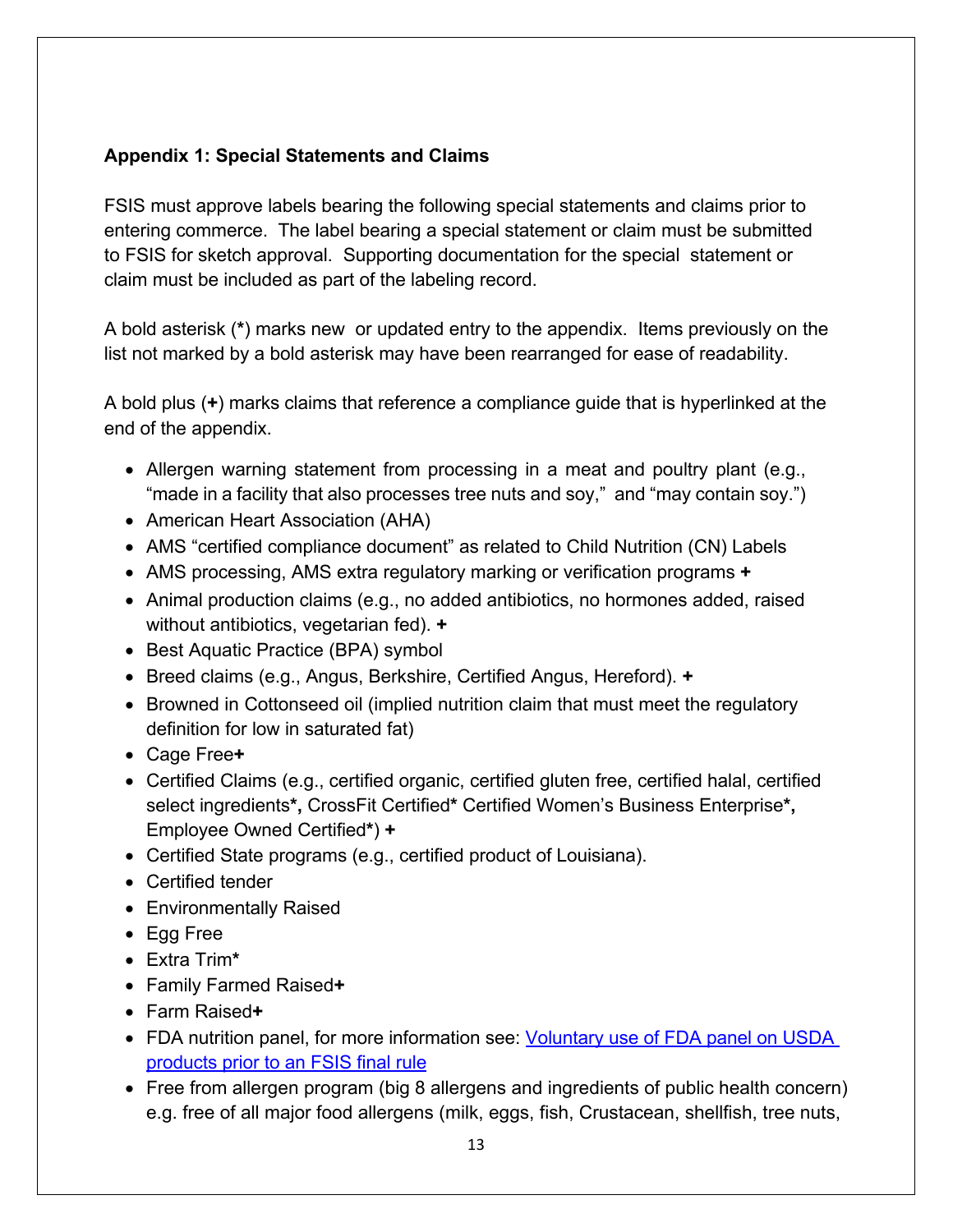**Appendix 1: Special Statements and Claims**

FSIS must approve labels bearing the following special statements and claims prior to entering commerce. The label bearing a special statement or claim must be submitted to FSIS for sketch approval. Supporting documentation for the special statement or claim must be included as part of the labeling record.

A bold asterisk (**\***) marks new or updated entry to the appendix. Items previously on the list not marked by a bold asterisk may have been rearranged for ease of readability.

A bold plus (**+**) marks claims that reference a compliance guide that is hyperlinked at the end of the appendix.

- Allergen warning statement from processing in a meat and poultry plant (e.g., "made in a facility that also processes tree nuts and soy," and "may contain soy.")
- American Heart Association (AHA)
- AMS "certified compliance document" as related to Child Nutrition (CN) Labels
- AMS processing, AMS extra regulatory marking or verification programs **+**
- Animal production claims (e.g., no added antibiotics, no hormones added, raised without antibiotics, vegetarian fed). **+**
- Best Aquatic Practice (BPA) symbol
- Breed claims (e.g., Angus, Berkshire, Certified Angus, Hereford). **+**
- Browned in Cottonseed oil (implied nutrition claim that must meet the regulatory definition for low in saturated fat)
- Cage Free**+**
- Certified Claims (e.g., certified organic, certified gluten free, certified halal, certified select ingredients**\*,** CrossFit Certified**\*** Certified Women's Business Enterprise**\*,** Employee Owned Certified**\***) **+**
- Certified State programs (e.g., certified product of Louisiana).
- Certified tender
- Environmentally Raised
- Egg Free
- Extra Trim**\***
- Family Farmed Raised**+**
- Farm Raised**+**
- FDA nutrition panel, for more information see: [Voluntary use of FDA panel on USDA products prior to an FSIS final rule]
- Free from allergen program (big 8 allergens and ingredients of public health concern) e.g. free of all major food allergens (milk, eggs, fish, Crustacean, shellfish, tree nuts,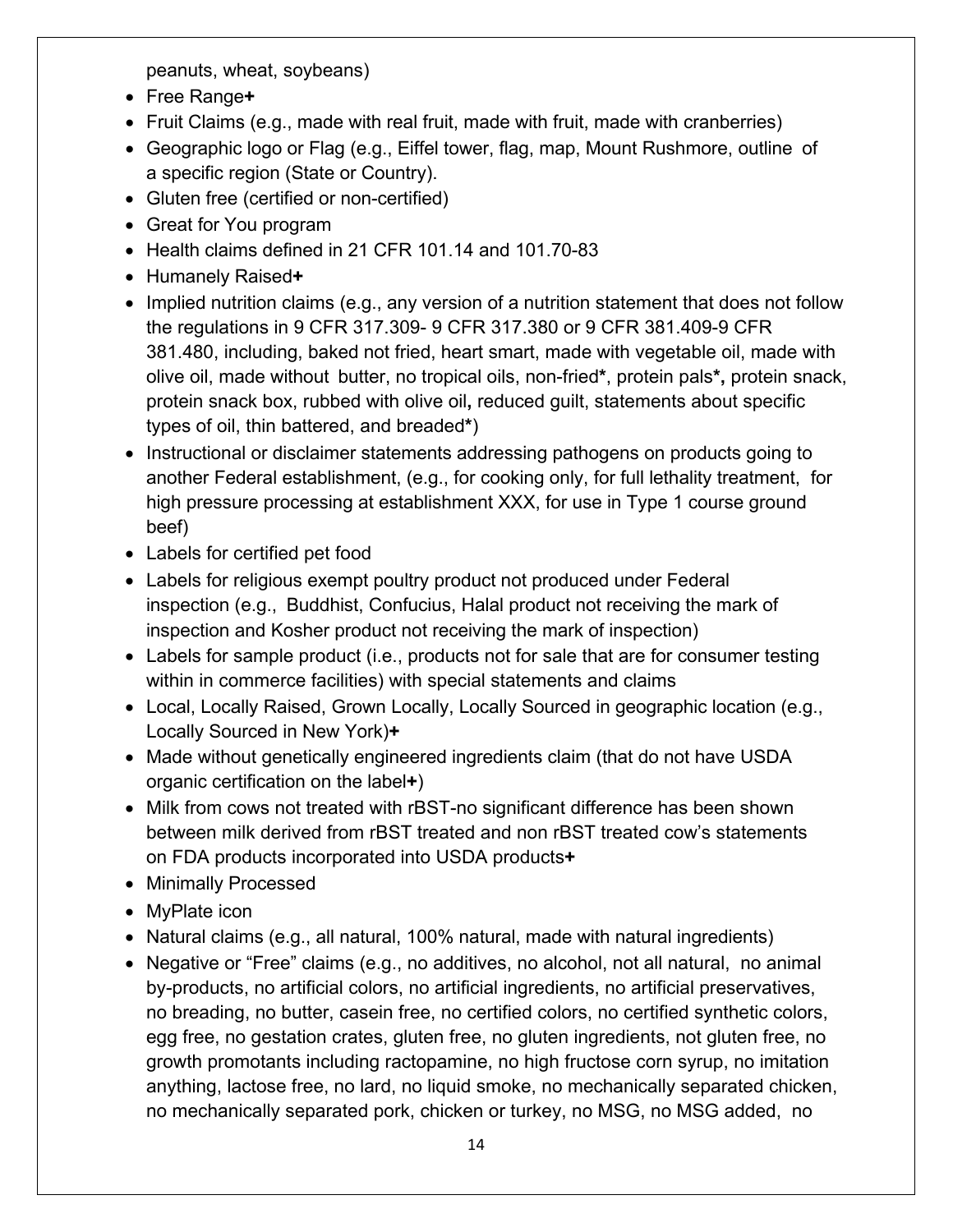peanuts, wheat, soybeans)

- Free Range**+**
- Fruit Claims (e.g., made with real fruit, made with fruit, made with cranberries)
- Geographic logo or Flag (e.g., Eiffel tower, flag, map, Mount Rushmore, outline of a specific region (State or Country).
- Gluten free (certified or non-certified)
- Great for You program
- Health claims defined in 21 CFR 101.14 and 101.70-83
- Humanely Raised**+**
- Implied nutrition claims (e.g., any version of a nutrition statement that does not follow the regulations in 9 CFR 317.309- 9 CFR 317.380 or 9 CFR 381.409-9 CFR 381.480, including, baked not fried, heart smart, made with vegetable oil, made with olive oil, made without butter, no tropical oils, non-fried**\***, protein pals**\*,** protein snack, protein snack box, rubbed with olive oil**,** reduced guilt, statements about specific types of oil, thin battered, and breaded**\***)
- Instructional or disclaimer statements addressing pathogens on products going to another Federal establishment, (e.g., for cooking only, for full lethality treatment, for high pressure processing at establishment XXX, for use in Type 1 course ground beef)
- Labels for certified pet food
- Labels for religious exempt poultry product not produced under Federal inspection (e.g., Buddhist, Confucius, Halal product not receiving the mark of inspection and Kosher product not receiving the mark of inspection)
- Labels for sample product (i.e., products not for sale that are for consumer testing within in commerce facilities) with special statements and claims
- Local, Locally Raised, Grown Locally, Locally Sourced in geographic location (e.g., Locally Sourced in New York)**+**
- Made without genetically engineered ingredients claim (that do not have USDA organic certification on the label**+**)
- Milk from cows not treated with rBST-no significant difference has been shown between milk derived from rBST treated and non rBST treated cow's statements on FDA products incorporated into USDA products**+**
- Minimally Processed
- MyPlate icon
- Natural claims (e.g., all natural, 100% natural, made with natural ingredients)
- Negative or "Free" claims (e.g., no additives, no alcohol, not all natural, no animal by-products, no artificial colors, no artificial ingredients, no artificial preservatives, no breading, no butter, casein free, no certified colors, no certified synthetic colors, egg free, no gestation crates, gluten free, no gluten ingredients, not gluten free, no growth promotants including ractopamine, no high fructose corn syrup, no imitation anything, lactose free, no lard, no liquid smoke, no mechanically separated chicken, no mechanically separated pork, chicken or turkey, no MSG, no MSG added, no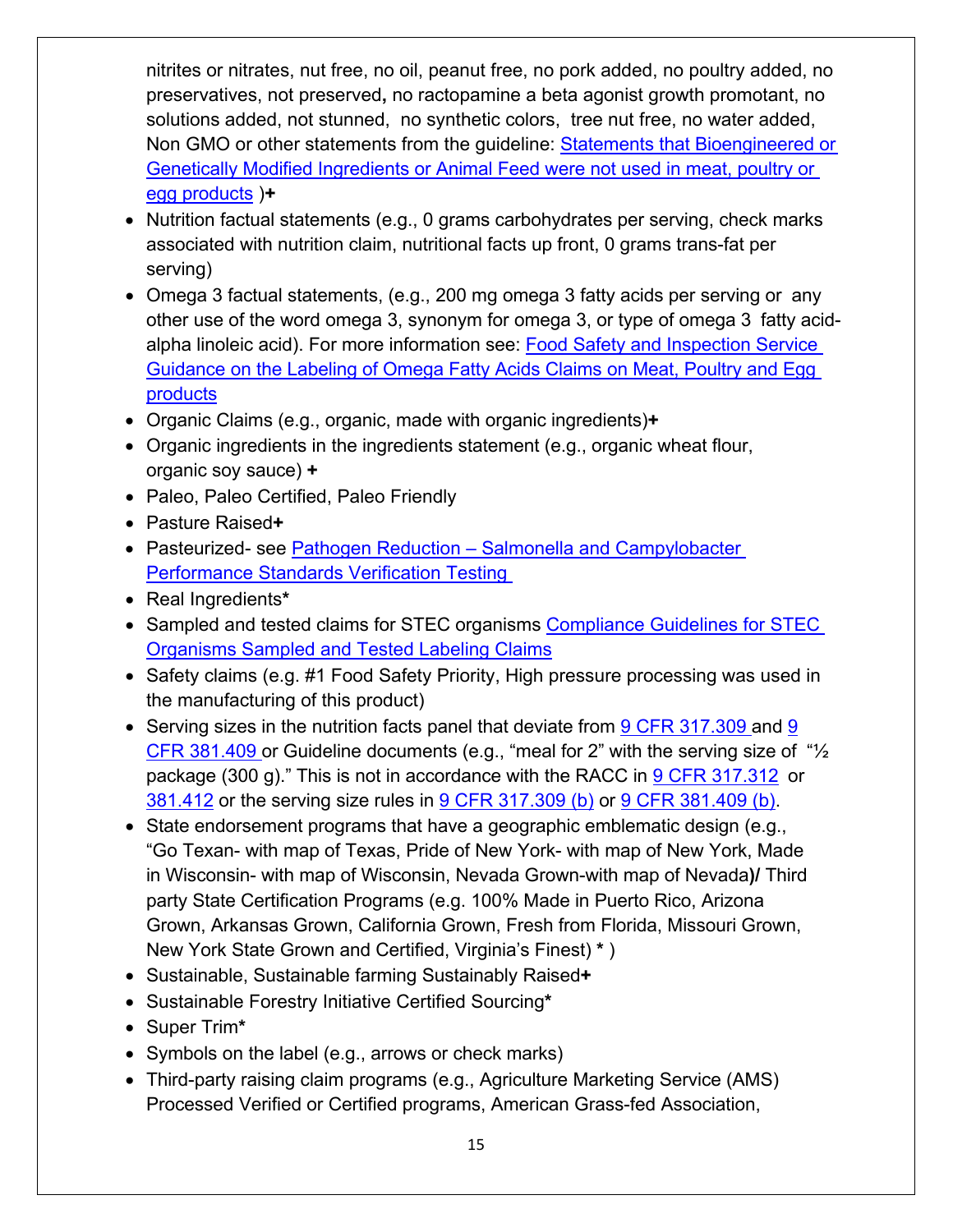nitrites or nitrates, nut free, no oil, peanut free, no pork added, no poultry added, no preservatives, not preserved**,** no ractopamine a beta agonist growth promotant, no solutions added, not stunned, no synthetic colors, tree nut free, no water added, Non GMO or other statements from the guideline: Statements that Bioengineered or Genetically Modified Ingredients or Animal Feed were not used in meat, poultry or egg products )**+**

- Nutrition factual statements (e.g., 0 grams carbohydrates per serving, check marks associated with nutrition claim, nutritional facts up front, 0 grams trans-fat per serving)
- Omega 3 factual statements, (e.g., 200 mg omega 3 fatty acids per serving or any other use of the word omega 3, synonym for omega 3, or type of omega 3 fatty acid- alpha linoleic acid). For more information see: Food Safety and Inspection Service Guidance on the Labeling of Omega Fatty Acids Claims on Meat, Poultry and Egg products
- Organic Claims (e.g., organic, made with organic ingredients)**+**
- Organic ingredients in the ingredients statement (e.g., organic wheat flour, organic soy sauce) **+**
- Paleo, Paleo Certified, Paleo Friendly
- Pasture Raised**+**
- Pasteurized- see Pathogen Reduction – Salmonella and Campylobacter Performance Standards Verification Testing
- Real Ingredients**\***
- Sampled and tested claims for STEC organisms Compliance Guidelines for STEC Organisms Sampled and Tested Labeling Claims
- Safety claims (e.g. #1 Food Safety Priority, High pressure processing was used in the manufacturing of this product)
- Serving sizes in the nutrition facts panel that deviate from 9 CFR 317.309 and 9 CFR 381.409 or Guideline documents (e.g., "meal for 2" with the serving size of "½ package (300 g)." This is not in accordance with the RACC in 9 CFR 317.312 or 381.412 or the serving size rules in 9 CFR 317.309 (b) or 9 CFR 381.409 (b).
- State endorsement programs that have a geographic emblematic design (e.g., "Go Texan- with map of Texas, Pride of New York- with map of New York, Made in Wisconsin- with map of Wisconsin, Nevada Grown-with map of Nevada**)/** Third party State Certification Programs (e.g. 100% Made in Puerto Rico, Arizona Grown, Arkansas Grown, California Grown, Fresh from Florida, Missouri Grown, New York State Grown and Certified, Virginia's Finest) **\*** )
- Sustainable, Sustainable farming Sustainably Raised**+**
- Sustainable Forestry Initiative Certified Sourcing**\***
- Super Trim**\***
- Symbols on the label (e.g., arrows or check marks)
- Third-party raising claim programs (e.g., Agriculture Marketing Service (AMS) Processed Verified or Certified programs, American Grass-fed Association,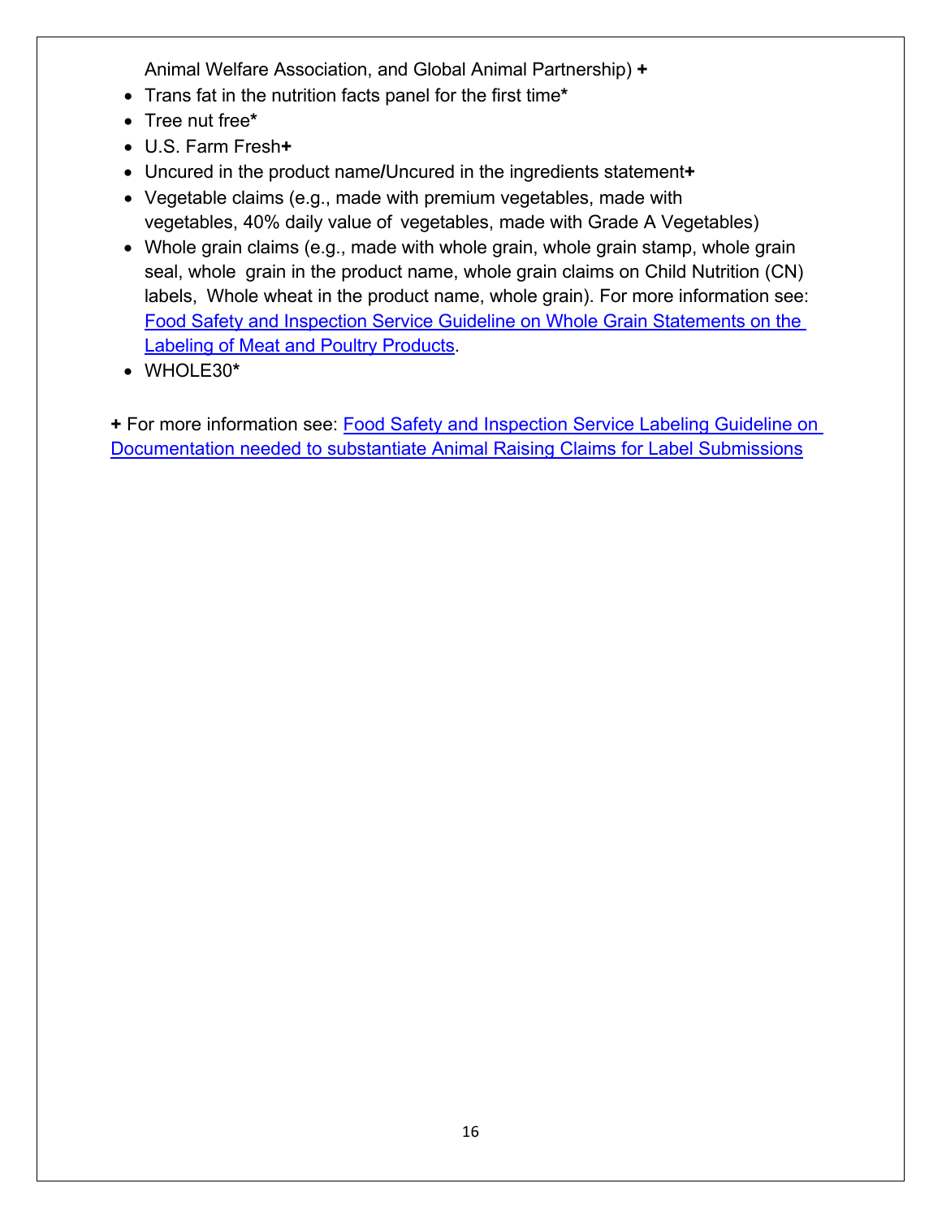Animal Welfare Association, and Global Animal Partnership) **+**

- Trans fat in the nutrition facts panel for the first time**\***
- Tree nut free**\***
- U.S. Farm Fresh**+**
- Uncured in the product name**/**Uncured in the ingredients statement**+**
- Vegetable claims (e.g., made with premium vegetables, made with vegetables, 40% daily value of vegetables, made with Grade A Vegetables)
- Whole grain claims (e.g., made with whole grain, whole grain stamp, whole grain seal, whole grain in the product name, whole grain claims on Child Nutrition (CN) labels, Whole wheat in the product name, whole grain). For more information see: Food Safety and Inspection Service Guideline on Whole Grain Statements on the Labeling of Meat and Poultry Products.
- WHOLE30**\***

**+** For more information see: Food Safety and Inspection Service Labeling Guideline on Documentation needed to substantiate Animal Raising Claims for Label Submissions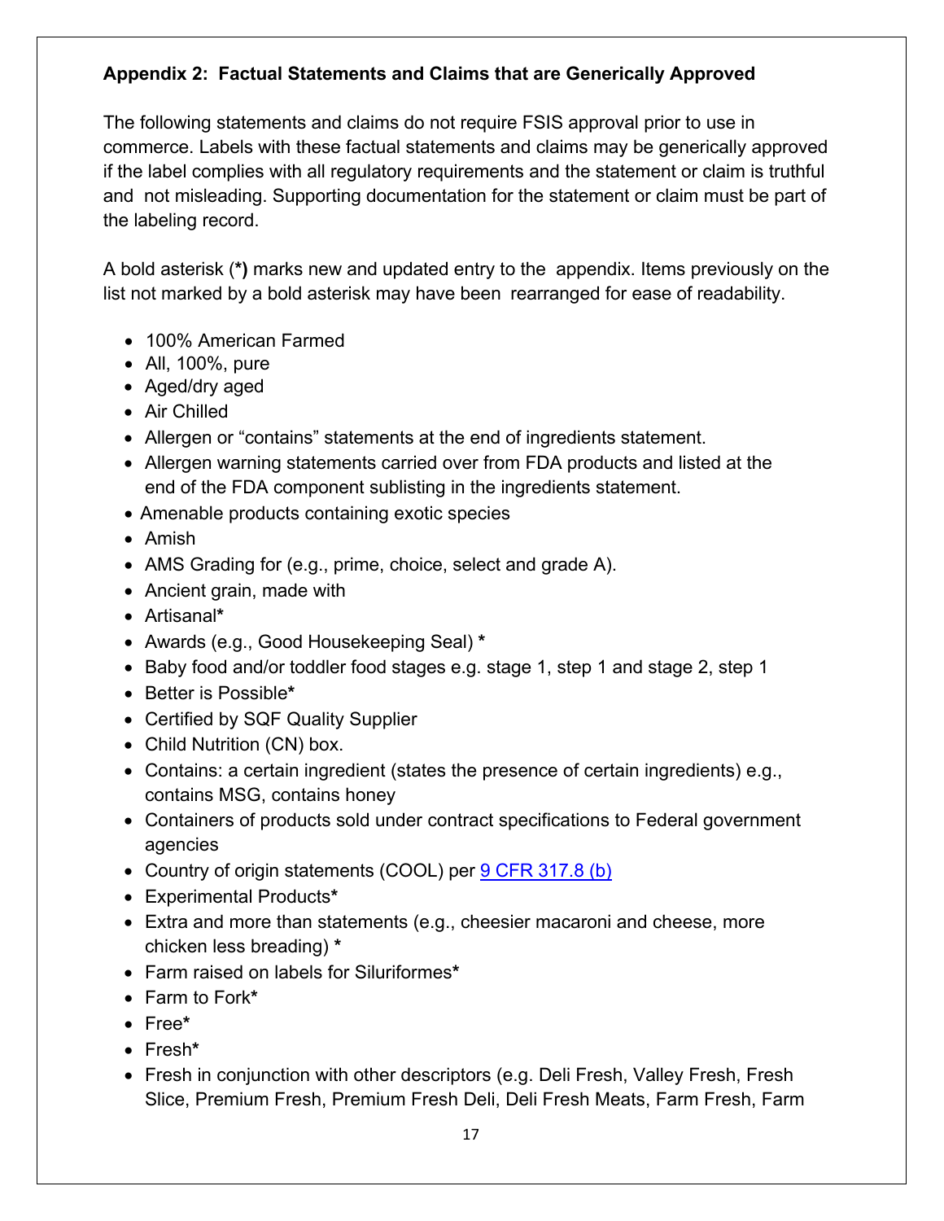**Appendix 2: Factual Statements and Claims that are Generically Approved**

The following statements and claims do not require FSIS approval prior to use in commerce. Labels with these factual statements and claims may be generically approved if the label complies with all regulatory requirements and the statement or claim is truthful and not misleading. Supporting documentation for the statement or claim must be part of the labeling record.

A bold asterisk (**\***) marks new and updated entry to the appendix. Items previously on the list not marked by a bold asterisk may have been rearranged for ease of readability.

- 100% American Farmed
- All, 100%, pure
- Aged/dry aged
- Air Chilled
- Allergen or "contains" statements at the end of ingredients statement.
- Allergen warning statements carried over from FDA products and listed at the end of the FDA component sublisting in the ingredients statement.
- Amenable products containing exotic species
- Amish
- AMS Grading for (e.g., prime, choice, select and grade A).
- Ancient grain, made with
- Artisanal**\***
- Awards (e.g., Good Housekeeping Seal) **\***
- Baby food and/or toddler food stages e.g. stage 1, step 1 and stage 2, step 1
- Better is Possible**\***
- Certified by SQF Quality Supplier
- Child Nutrition (CN) box.
- Contains: a certain ingredient (states the presence of certain ingredients) e.g., contains MSG, contains honey
- Containers of products sold under contract specifications to Federal government agencies
- Country of origin statements (COOL) per [9 CFR 317.8 (b)]
- Experimental Products**\***
- Extra and more than statements (e.g., cheesier macaroni and cheese, more chicken less breading) **\***
- Farm raised on labels for Siluriformes**\***
- Farm to Fork**\***
- Free**\***
- Fresh**\***
- Fresh in conjunction with other descriptors (e.g. Deli Fresh, Valley Fresh, Fresh Slice, Premium Fresh, Premium Fresh Deli, Deli Fresh Meats, Farm Fresh, Farm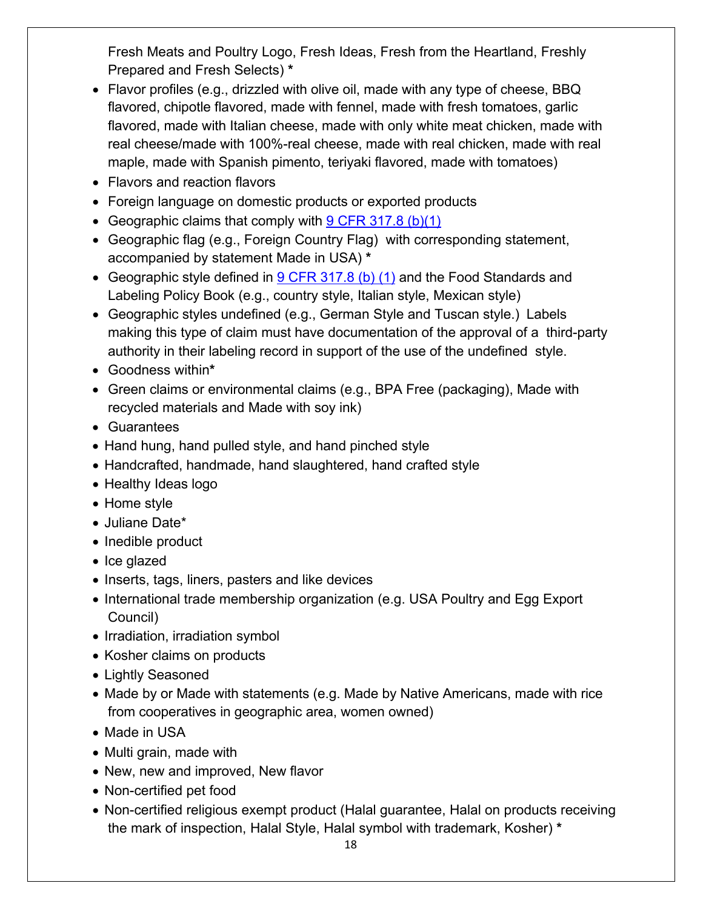Fresh Meats and Poultry Logo, Fresh Ideas, Fresh from the Heartland, Freshly Prepared and Fresh Selects) **\***

- Flavor profiles (e.g., drizzled with olive oil, made with any type of cheese, BBQ flavored, chipotle flavored, made with fennel, made with fresh tomatoes, garlic flavored, made with Italian cheese, made with only white meat chicken, made with real cheese/made with 100%-real cheese, made with real chicken, made with real maple, made with Spanish pimento, teriyaki flavored, made with tomatoes)
- Flavors and reaction flavors
- Foreign language on domestic products or exported products
- Geographic claims that comply with [9 CFR 317.8 (b)(1)]
- Geographic flag (e.g., Foreign Country Flag) with corresponding statement, accompanied by statement Made in USA) **\***
- Geographic style defined in [9 CFR 317.8 (b) (1)] and the Food Standards and Labeling Policy Book (e.g., country style, Italian style, Mexican style)
- Geographic styles undefined (e.g., German Style and Tuscan style.) Labels making this type of claim must have documentation of the approval of a third-party authority in their labeling record in support of the use of the undefined style.
- Goodness within**\***
- Green claims or environmental claims (e.g., BPA Free (packaging), Made with recycled materials and Made with soy ink)
- Guarantees
- Hand hung, hand pulled style, and hand pinched style
- Handcrafted, handmade, hand slaughtered, hand crafted style
- Healthy Ideas logo
- Home style
- Juliane Date*
- Inedible product
- Ice glazed
- Inserts, tags, liners, pasters and like devices
- International trade membership organization (e.g. USA Poultry and Egg Export Council)
- Irradiation, irradiation symbol
- Kosher claims on products
- Lightly Seasoned
- Made by or Made with statements (e.g. Made by Native Americans, made with rice from cooperatives in geographic area, women owned)
- Made in USA
- Multi grain, made with
- New, new and improved, New flavor
- Non-certified pet food
- Non-certified religious exempt product (Halal guarantee, Halal on products receiving the mark of inspection, Halal Style, Halal symbol with trademark, Kosher) **\***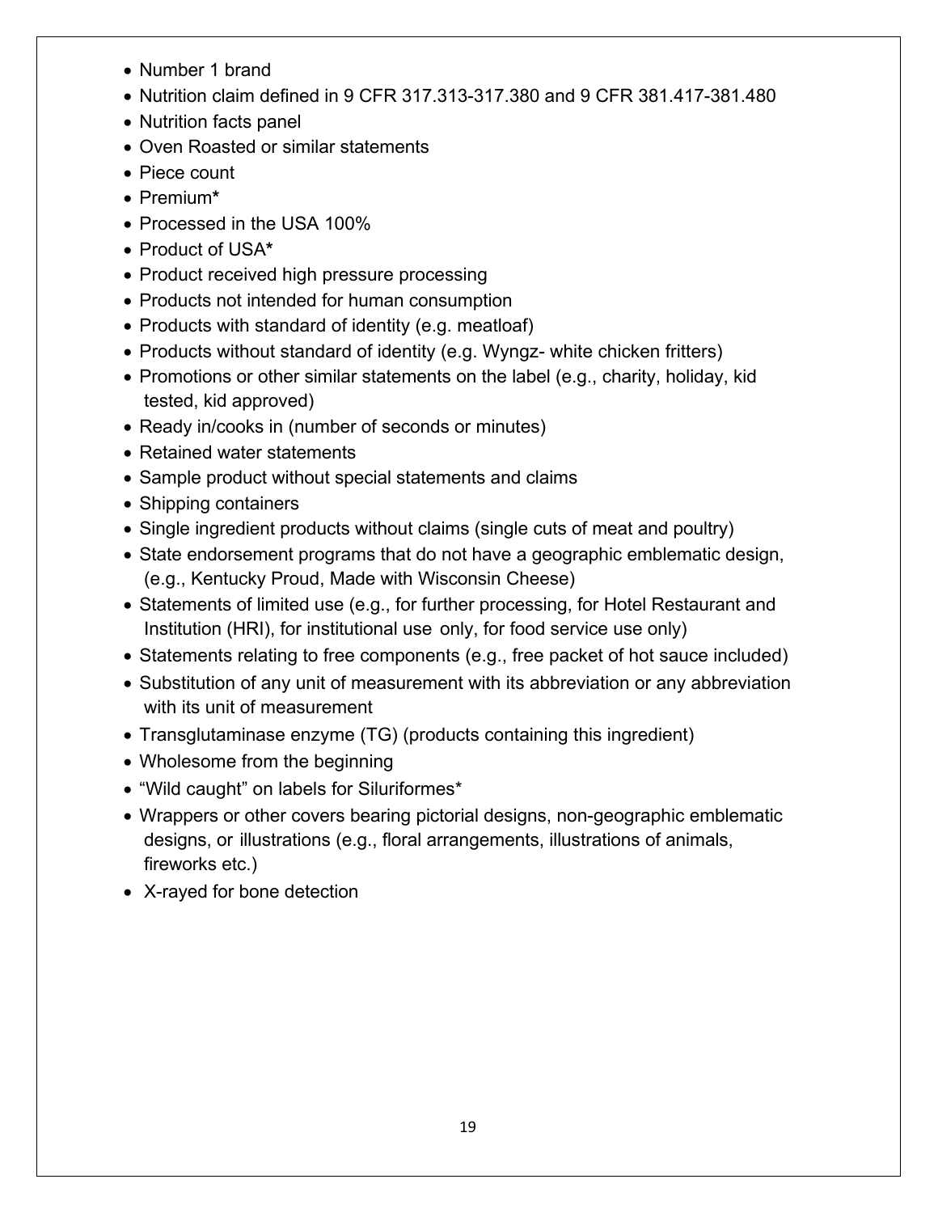- Number 1 brand
- Nutrition claim defined in 9 CFR 317.313-317.380 and 9 CFR 381.417-381.480
- Nutrition facts panel
- Oven Roasted or similar statements
- Piece count
- Premium*
- Processed in the USA 100%
- Product of USA*
- Product received high pressure processing
- Products not intended for human consumption
- Products with standard of identity (e.g. meatloaf)
- Products without standard of identity (e.g. Wyngz- white chicken fritters)
- Promotions or other similar statements on the label (e.g., charity, holiday, kid tested, kid approved)
- Ready in/cooks in (number of seconds or minutes)
- Retained water statements
- Sample product without special statements and claims
- Shipping containers
- Single ingredient products without claims (single cuts of meat and poultry)
- State endorsement programs that do not have a geographic emblematic design, (e.g., Kentucky Proud, Made with Wisconsin Cheese)
- Statements of limited use (e.g., for further processing, for Hotel Restaurant and Institution (HRI), for institutional use only, for food service use only)
- Statements relating to free components (e.g., free packet of hot sauce included)
- Substitution of any unit of measurement with its abbreviation or any abbreviation with its unit of measurement
- Transglutaminase enzyme (TG) (products containing this ingredient)
- Wholesome from the beginning
- "Wild caught" on labels for Siluriformes*
- Wrappers or other covers bearing pictorial designs, non-geographic emblematic designs, or illustrations (e.g., floral arrangements, illustrations of animals, fireworks etc.)
- X-rayed for bone detection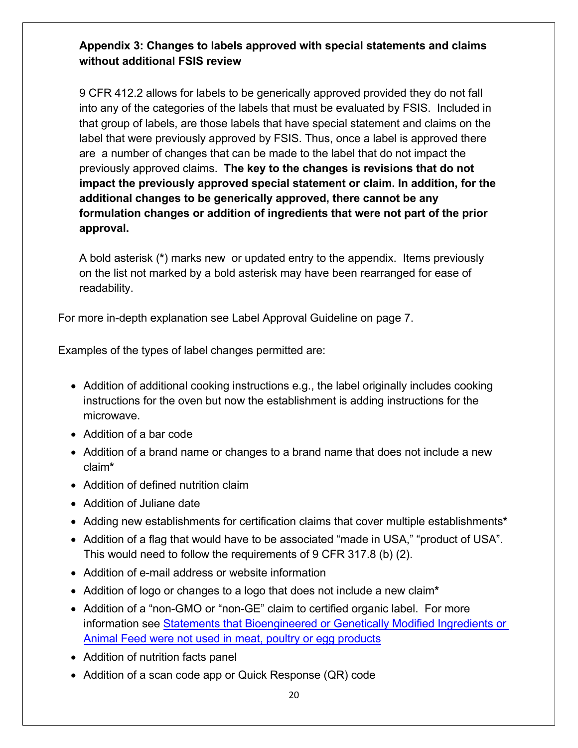**Appendix 3: Changes to labels approved with special statements and claims without additional FSIS review**

9 CFR 412.2 allows for labels to be generically approved provided they do not fall into any of the categories of the labels that must be evaluated by FSIS. Included in that group of labels, are those labels that have special statement and claims on the label that were previously approved by FSIS. Thus, once a label is approved there are a number of changes that can be made to the label that do not impact the previously approved claims. **The key to the changes is revisions that do not impact the previously approved special statement or claim. In addition, for the additional changes to be generically approved, there cannot be any formulation changes or addition of ingredients that were not part of the prior approval.**

A bold asterisk (**\***) marks new or updated entry to the appendix. Items previously on the list not marked by a bold asterisk may have been rearranged for ease of readability.

For more in-depth explanation see Label Approval Guideline on page 7.

Examples of the types of label changes permitted are:

- Addition of additional cooking instructions e.g., the label originally includes cooking instructions for the oven but now the establishment is adding instructions for the microwave.
- Addition of a bar code
- Addition of a brand name or changes to a brand name that does not include a new claim**\***
- Addition of defined nutrition claim
- Addition of Juliane date
- Adding new establishments for certification claims that cover multiple establishments**\***
- Addition of a flag that would have to be associated "made in USA," "product of USA". This would need to follow the requirements of 9 CFR 317.8 (b) (2).
- Addition of e-mail address or website information
- Addition of logo or changes to a logo that does not include a new claim**\***
- Addition of a "non-GMO or "non-GE" claim to certified organic label. For more information see [Statements that Bioengineered or Genetically Modified Ingredients or Animal Feed were not used in meat, poultry or egg products]()
- Addition of nutrition facts panel
- Addition of a scan code app or Quick Response (QR) code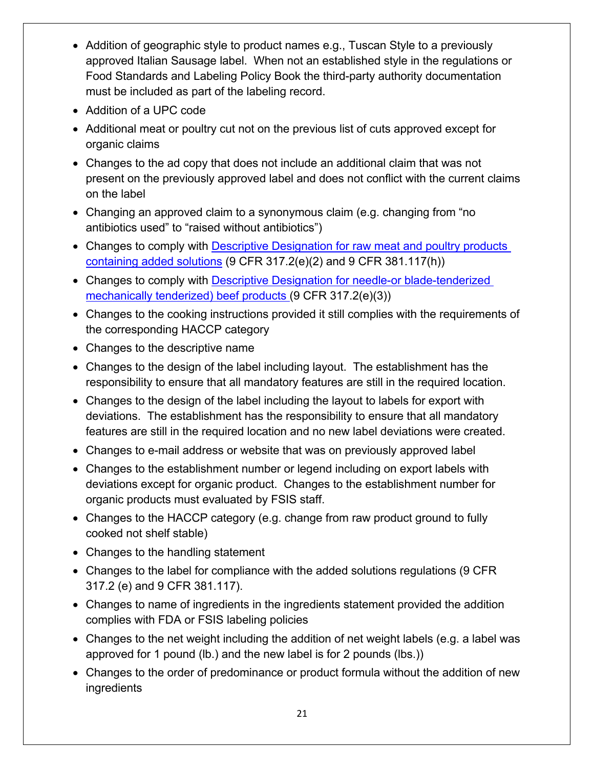- Addition of geographic style to product names e.g., Tuscan Style to a previously approved Italian Sausage label. When not an established style in the regulations or Food Standards and Labeling Policy Book the third-party authority documentation must be included as part of the labeling record.
- Addition of a UPC code
- Additional meat or poultry cut not on the previous list of cuts approved except for organic claims
- Changes to the ad copy that does not include an additional claim that was not present on the previously approved label and does not conflict with the current claims on the label
- Changing an approved claim to a synonymous claim (e.g. changing from "no antibiotics used" to "raised without antibiotics")
- Changes to comply with [Descriptive Designation for raw meat and poultry products containing added solutions]() (9 CFR 317.2(e)(2) and 9 CFR 381.117(h))
- Changes to comply with [Descriptive Designation for needle-or blade-tenderized mechanically tenderized) beef products]() (9 CFR 317.2(e)(3))
- Changes to the cooking instructions provided it still complies with the requirements of the corresponding HACCP category
- Changes to the descriptive name
- Changes to the design of the label including layout. The establishment has the responsibility to ensure that all mandatory features are still in the required location.
- Changes to the design of the label including the layout to labels for export with deviations. The establishment has the responsibility to ensure that all mandatory features are still in the required location and no new label deviations were created.
- Changes to e-mail address or website that was on previously approved label
- Changes to the establishment number or legend including on export labels with deviations except for organic product. Changes to the establishment number for organic products must evaluated by FSIS staff.
- Changes to the HACCP category (e.g. change from raw product ground to fully cooked not shelf stable)
- Changes to the handling statement
- Changes to the label for compliance with the added solutions regulations (9 CFR 317.2 (e) and 9 CFR 381.117).
- Changes to name of ingredients in the ingredients statement provided the addition complies with FDA or FSIS labeling policies
- Changes to the net weight including the addition of net weight labels (e.g. a label was approved for 1 pound (lb.) and the new label is for 2 pounds (lbs.))
- Changes to the order of predominance or product formula without the addition of new ingredients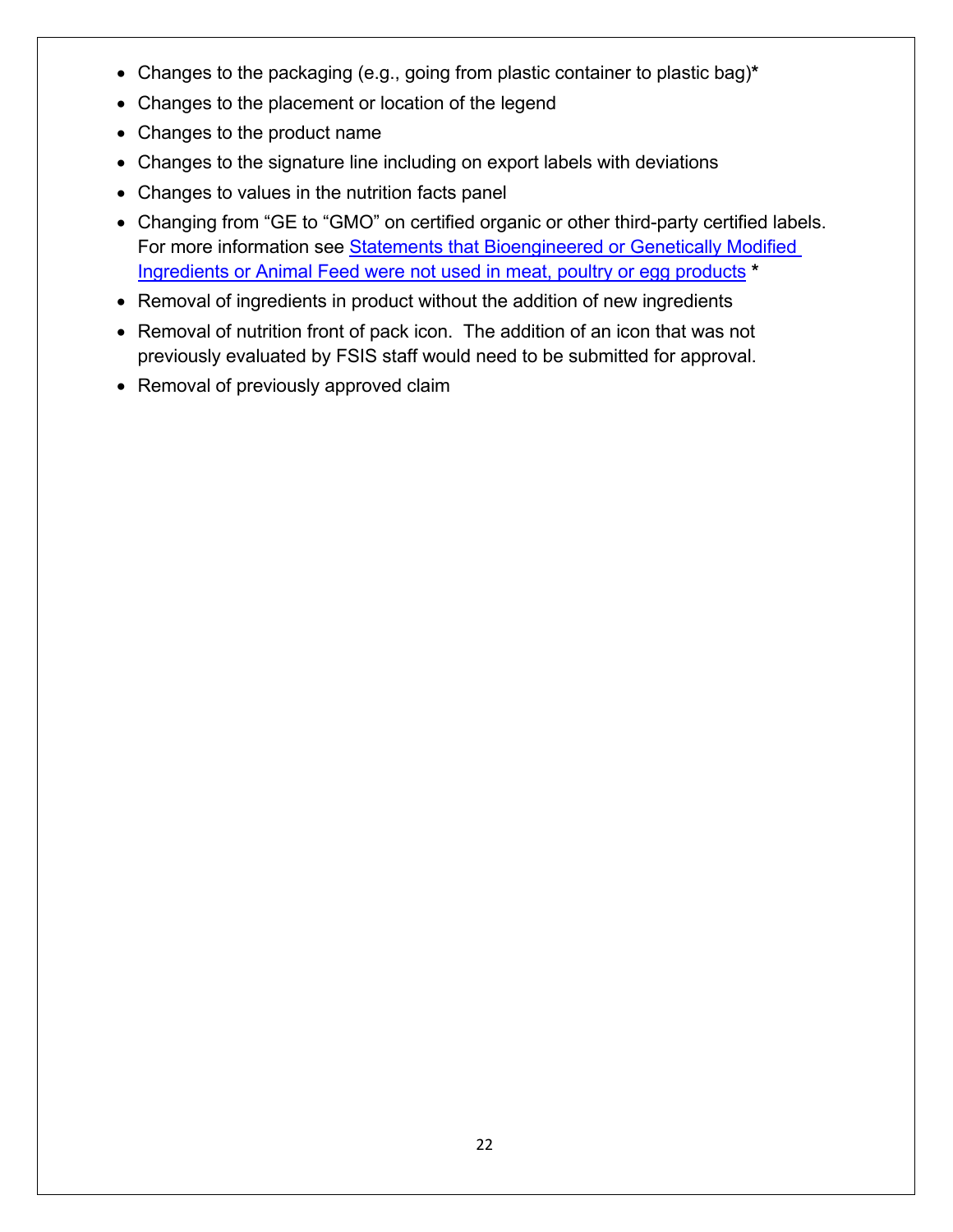- Changes to the packaging (e.g., going from plastic container to plastic bag)**\***
- Changes to the placement or location of the legend
- Changes to the product name
- Changes to the signature line including on export labels with deviations
- Changes to values in the nutrition facts panel
- Changing from "GE to "GMO" on certified organic or other third-party certified labels. For more information see [Statements that Bioengineered or Genetically Modified Ingredients or Animal Feed were not used in meat, poultry or egg products]() **\***
- Removal of ingredients in product without the addition of new ingredients
- Removal of nutrition front of pack icon. The addition of an icon that was not previously evaluated by FSIS staff would need to be submitted for approval.
- Removal of previously approved claim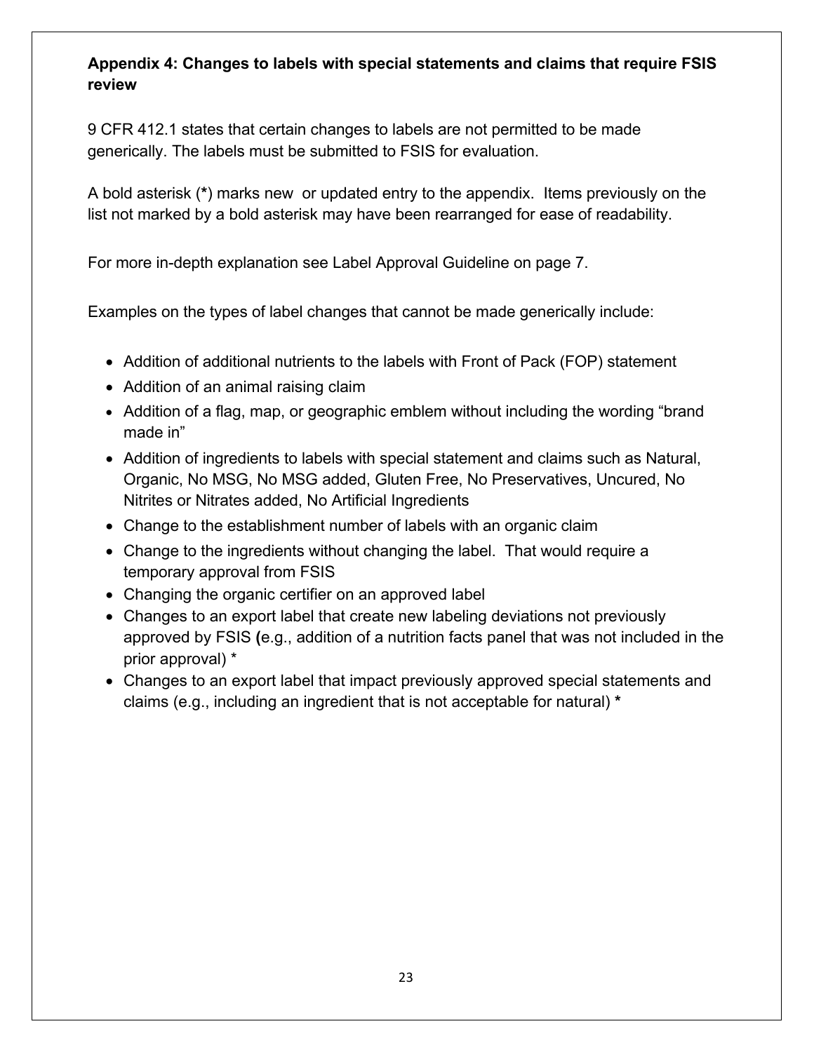**Appendix 4: Changes to labels with special statements and claims that require FSIS review**

9 CFR 412.1 states that certain changes to labels are not permitted to be made generically. The labels must be submitted to FSIS for evaluation.

A bold asterisk (**\***) marks new or updated entry to the appendix. Items previously on the list not marked by a bold asterisk may have been rearranged for ease of readability.

For more in-depth explanation see Label Approval Guideline on page 7.

Examples on the types of label changes that cannot be made generically include:

- Addition of additional nutrients to the labels with Front of Pack (FOP) statement
- Addition of an animal raising claim
- Addition of a flag, map, or geographic emblem without including the wording "brand made in"
- Addition of ingredients to labels with special statement and claims such as Natural, Organic, No MSG, No MSG added, Gluten Free, No Preservatives, Uncured, No Nitrites or Nitrates added, No Artificial Ingredients
- Change to the establishment number of labels with an organic claim
- Change to the ingredients without changing the label. That would require a temporary approval from FSIS
- Changing the organic certifier on an approved label
- Changes to an export label that create new labeling deviations not previously approved by FSIS (e.g., addition of a nutrition facts panel that was not included in the prior approval) *
- Changes to an export label that impact previously approved special statements and claims (e.g., including an ingredient that is not acceptable for natural) **\***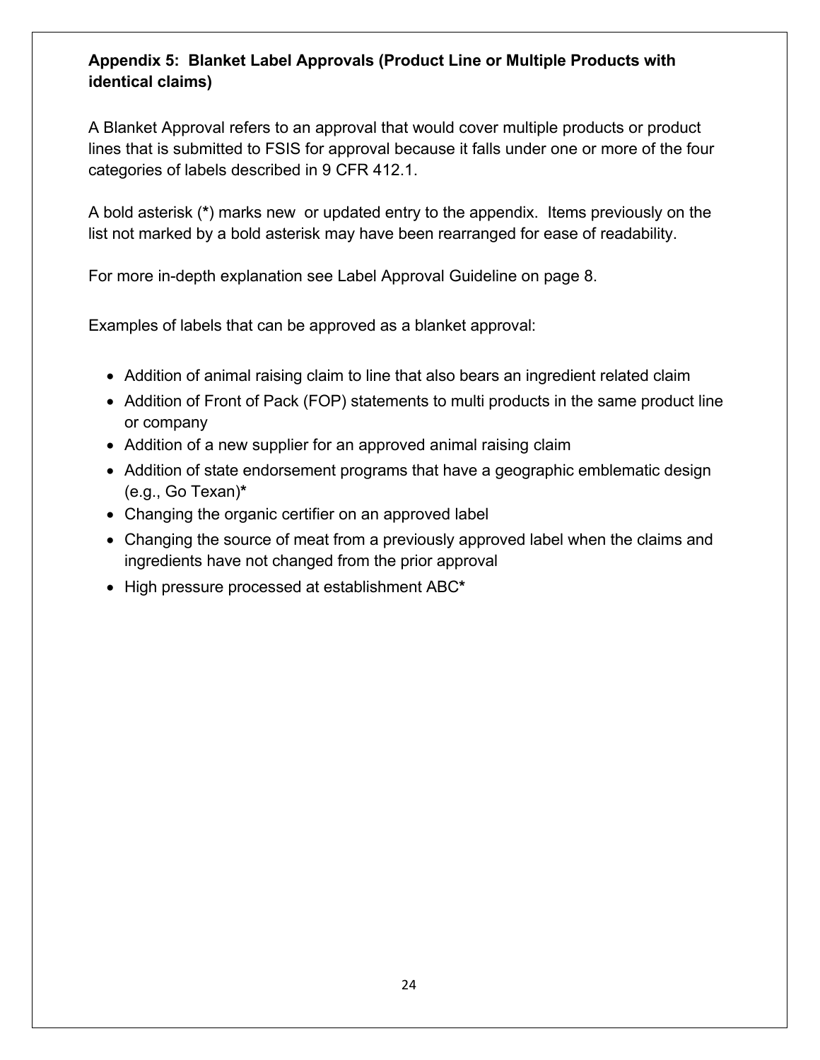**Appendix 5: Blanket Label Approvals (Product Line or Multiple Products with identical claims)**

A Blanket Approval refers to an approval that would cover multiple products or product lines that is submitted to FSIS for approval because it falls under one or more of the four categories of labels described in 9 CFR 412.1.

A bold asterisk (**\***) marks new or updated entry to the appendix. Items previously on the list not marked by a bold asterisk may have been rearranged for ease of readability.

For more in-depth explanation see Label Approval Guideline on page 8.

Examples of labels that can be approved as a blanket approval:

- Addition of animal raising claim to line that also bears an ingredient related claim
- Addition of Front of Pack (FOP) statements to multi products in the same product line or company
- Addition of a new supplier for an approved animal raising claim
- Addition of state endorsement programs that have a geographic emblematic design (e.g., Go Texan)**\***
- Changing the organic certifier on an approved label
- Changing the source of meat from a previously approved label when the claims and ingredients have not changed from the prior approval
- High pressure processed at establishment ABC**\***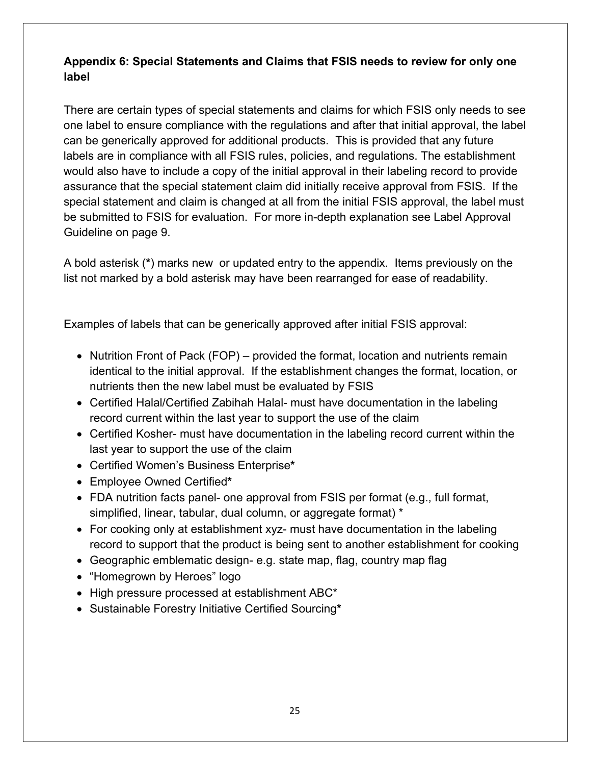**Appendix 6: Special Statements and Claims that FSIS needs to review for only one label**

There are certain types of special statements and claims for which FSIS only needs to see one label to ensure compliance with the regulations and after that initial approval, the label can be generically approved for additional products. This is provided that any future labels are in compliance with all FSIS rules, policies, and regulations. The establishment would also have to include a copy of the initial approval in their labeling record to provide assurance that the special statement claim did initially receive approval from FSIS. If the special statement and claim is changed at all from the initial FSIS approval, the label must be submitted to FSIS for evaluation. For more in-depth explanation see Label Approval Guideline on page 9.

A bold asterisk (**\***) marks new or updated entry to the appendix. Items previously on the list not marked by a bold asterisk may have been rearranged for ease of readability.

Examples of labels that can be generically approved after initial FSIS approval:

- Nutrition Front of Pack (FOP) – provided the format, location and nutrients remain identical to the initial approval. If the establishment changes the format, location, or nutrients then the new label must be evaluated by FSIS
- Certified Halal/Certified Zabihah Halal- must have documentation in the labeling record current within the last year to support the use of the claim
- Certified Kosher- must have documentation in the labeling record current within the last year to support the use of the claim
- Certified Women's Business Enterprise**\***
- Employee Owned Certified**\***
- FDA nutrition facts panel- one approval from FSIS per format (e.g., full format, simplified, linear, tabular, dual column, or aggregate format) *
- For cooking only at establishment xyz- must have documentation in the labeling record to support that the product is being sent to another establishment for cooking
- Geographic emblematic design- e.g. state map, flag, country map flag
- "Homegrown by Heroes" logo
- High pressure processed at establishment ABC*
- Sustainable Forestry Initiative Certified Sourcing**\***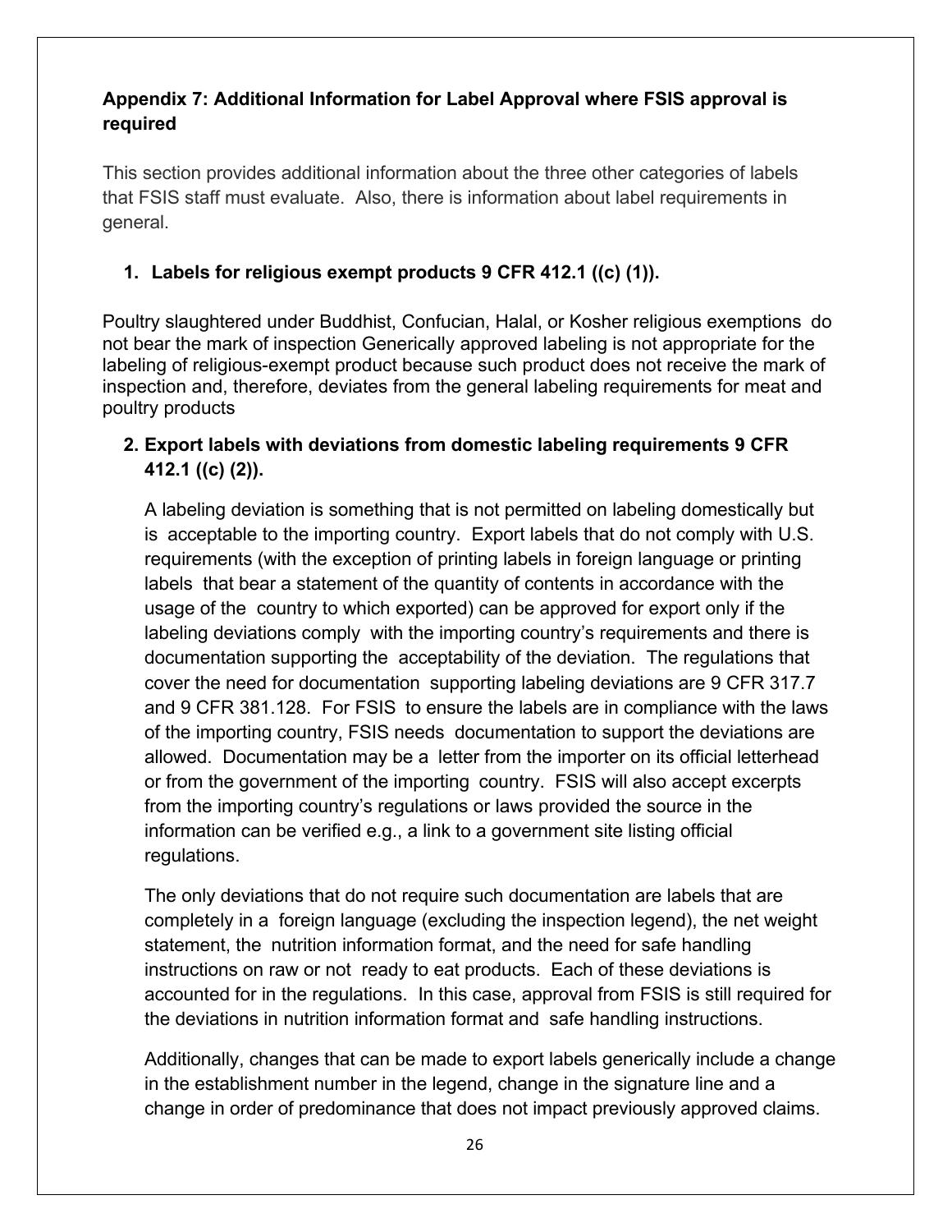## Appendix 7: Additional Information for Label Approval where FSIS approval is required

This section provides additional information about the three other categories of labels that FSIS staff must evaluate. Also, there is information about label requirements in general.

### 1. Labels for religious exempt products 9 CFR 412.1 ((c) (1)).

Poultry slaughtered under Buddhist, Confucian, Halal, or Kosher religious exemptions do not bear the mark of inspection Generically approved labeling is not appropriate for the labeling of religious-exempt product because such product does not receive the mark of inspection and, therefore, deviates from the general labeling requirements for meat and poultry products

### 2. Export labels with deviations from domestic labeling requirements 9 CFR 412.1 ((c) (2)).

A labeling deviation is something that is not permitted on labeling domestically but is acceptable to the importing country. Export labels that do not comply with U.S. requirements (with the exception of printing labels in foreign language or printing labels that bear a statement of the quantity of contents in accordance with the usage of the country to which exported) can be approved for export only if the labeling deviations comply with the importing country's requirements and there is documentation supporting the acceptability of the deviation. The regulations that cover the need for documentation supporting labeling deviations are 9 CFR 317.7 and 9 CFR 381.128. For FSIS to ensure the labels are in compliance with the laws of the importing country, FSIS needs documentation to support the deviations are allowed. Documentation may be a letter from the importer on its official letterhead or from the government of the importing country. FSIS will also accept excerpts from the importing country's regulations or laws provided the source in the information can be verified e.g., a link to a government site listing official regulations.

The only deviations that do not require such documentation are labels that are completely in a foreign language (excluding the inspection legend), the net weight statement, the nutrition information format, and the need for safe handling instructions on raw or not ready to eat products. Each of these deviations is accounted for in the regulations. In this case, approval from FSIS is still required for the deviations in nutrition information format and safe handling instructions.

Additionally, changes that can be made to export labels generically include a change in the establishment number in the legend, change in the signature line and a change in order of predominance that does not impact previously approved claims.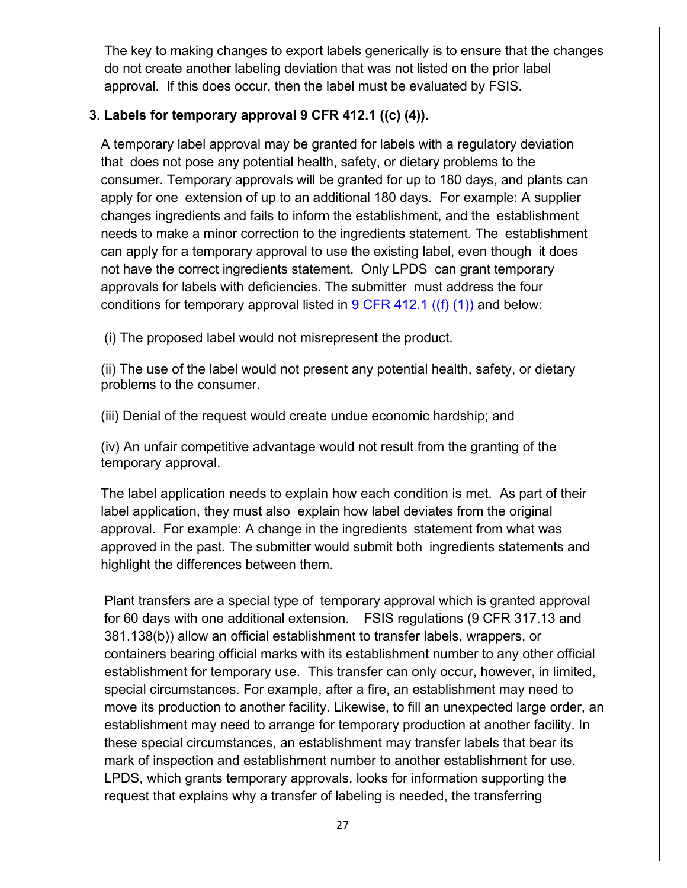The key to making changes to export labels generically is to ensure that the changes do not create another labeling deviation that was not listed on the prior label approval. If this does occur, then the label must be evaluated by FSIS.

**3. Labels for temporary approval 9 CFR 412.1 ((c) (4)).**

A temporary label approval may be granted for labels with a regulatory deviation that does not pose any potential health, safety, or dietary problems to the consumer. Temporary approvals will be granted for up to 180 days, and plants can apply for one extension of up to an additional 180 days. For example: A supplier changes ingredients and fails to inform the establishment, and the establishment needs to make a minor correction to the ingredients statement. The establishment can apply for a temporary approval to use the existing label, even though it does not have the correct ingredients statement. Only LPDS can grant temporary approvals for labels with deficiencies. The submitter must address the four conditions for temporary approval listed in 9 CFR 412.1 ((f) (1)) and below:

(i) The proposed label would not misrepresent the product.

(ii) The use of the label would not present any potential health, safety, or dietary problems to the consumer.

(iii) Denial of the request would create undue economic hardship; and

(iv) An unfair competitive advantage would not result from the granting of the temporary approval.

The label application needs to explain how each condition is met. As part of their label application, they must also explain how label deviates from the original approval. For example: A change in the ingredients statement from what was approved in the past. The submitter would submit both ingredients statements and highlight the differences between them.

Plant transfers are a special type of temporary approval which is granted approval for 60 days with one additional extension. FSIS regulations (9 CFR 317.13 and 381.138(b)) allow an official establishment to transfer labels, wrappers, or containers bearing official marks with its establishment number to any other official establishment for temporary use. This transfer can only occur, however, in limited, special circumstances. For example, after a fire, an establishment may need to move its production to another facility. Likewise, to fill an unexpected large order, an establishment may need to arrange for temporary production at another facility. In these special circumstances, an establishment may transfer labels that bear its mark of inspection and establishment number to another establishment for use. LPDS, which grants temporary approvals, looks for information supporting the request that explains why a transfer of labeling is needed, the transferring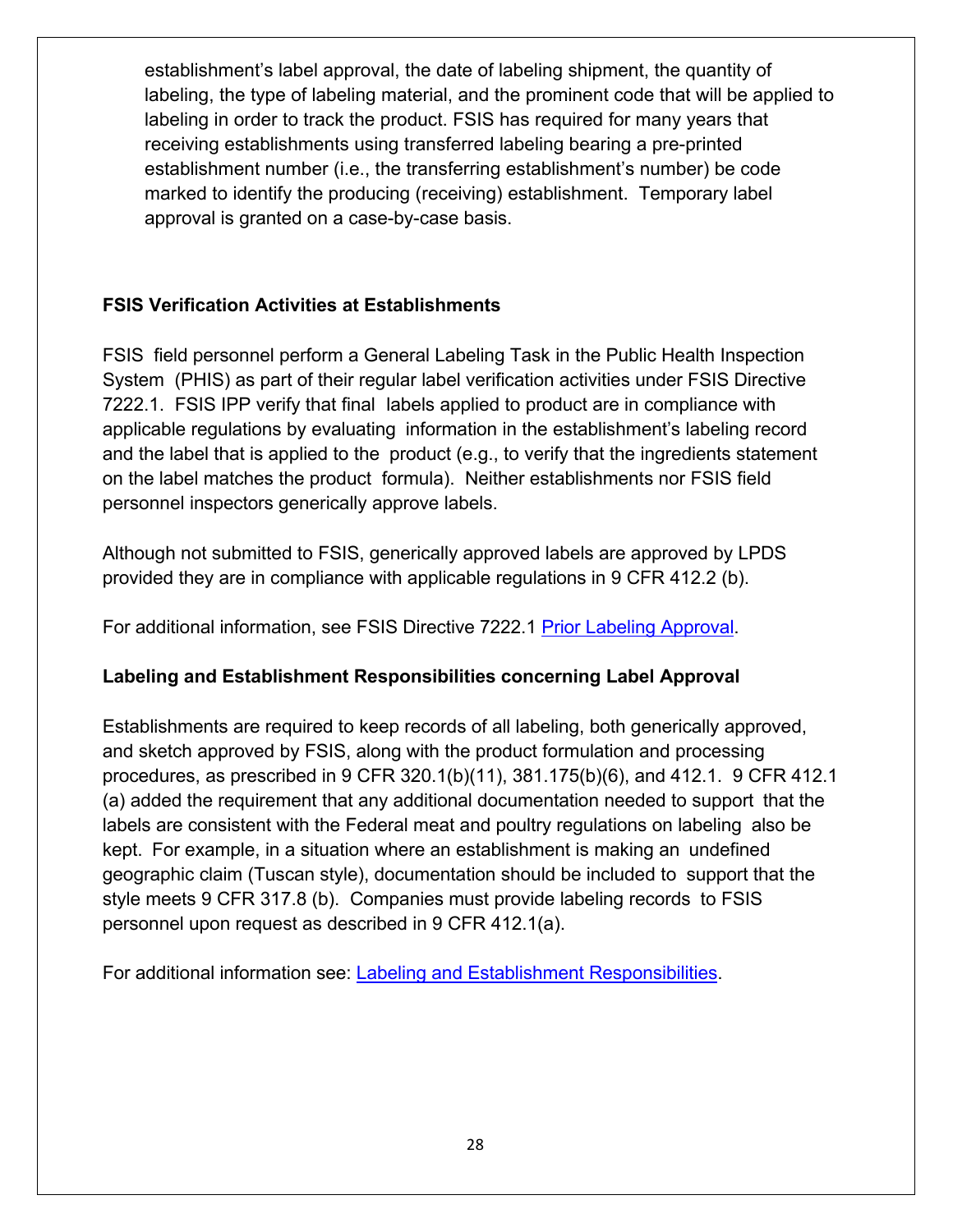establishment's label approval, the date of labeling shipment, the quantity of labeling, the type of labeling material, and the prominent code that will be applied to labeling in order to track the product. FSIS has required for many years that receiving establishments using transferred labeling bearing a pre-printed establishment number (i.e., the transferring establishment's number) be code marked to identify the producing (receiving) establishment. Temporary label approval is granted on a case-by-case basis.

**FSIS Verification Activities at Establishments**

FSIS field personnel perform a General Labeling Task in the Public Health Inspection System (PHIS) as part of their regular label verification activities under FSIS Directive 7222.1. FSIS IPP verify that final labels applied to product are in compliance with applicable regulations by evaluating information in the establishment's labeling record and the label that is applied to the product (e.g., to verify that the ingredients statement on the label matches the product formula). Neither establishments nor FSIS field personnel inspectors generically approve labels.

Although not submitted to FSIS, generically approved labels are approved by LPDS provided they are in compliance with applicable regulations in 9 CFR 412.2 (b).

For additional information, see FSIS Directive 7222.1 Prior Labeling Approval.

**Labeling and Establishment Responsibilities concerning Label Approval**

Establishments are required to keep records of all labeling, both generically approved, and sketch approved by FSIS, along with the product formulation and processing procedures, as prescribed in 9 CFR 320.1(b)(11), 381.175(b)(6), and 412.1. 9 CFR 412.1 (a) added the requirement that any additional documentation needed to support that the labels are consistent with the Federal meat and poultry regulations on labeling also be kept. For example, in a situation where an establishment is making an undefined geographic claim (Tuscan style), documentation should be included to support that the style meets 9 CFR 317.8 (b). Companies must provide labeling records to FSIS personnel upon request as described in 9 CFR 412.1(a).

For additional information see: Labeling and Establishment Responsibilities.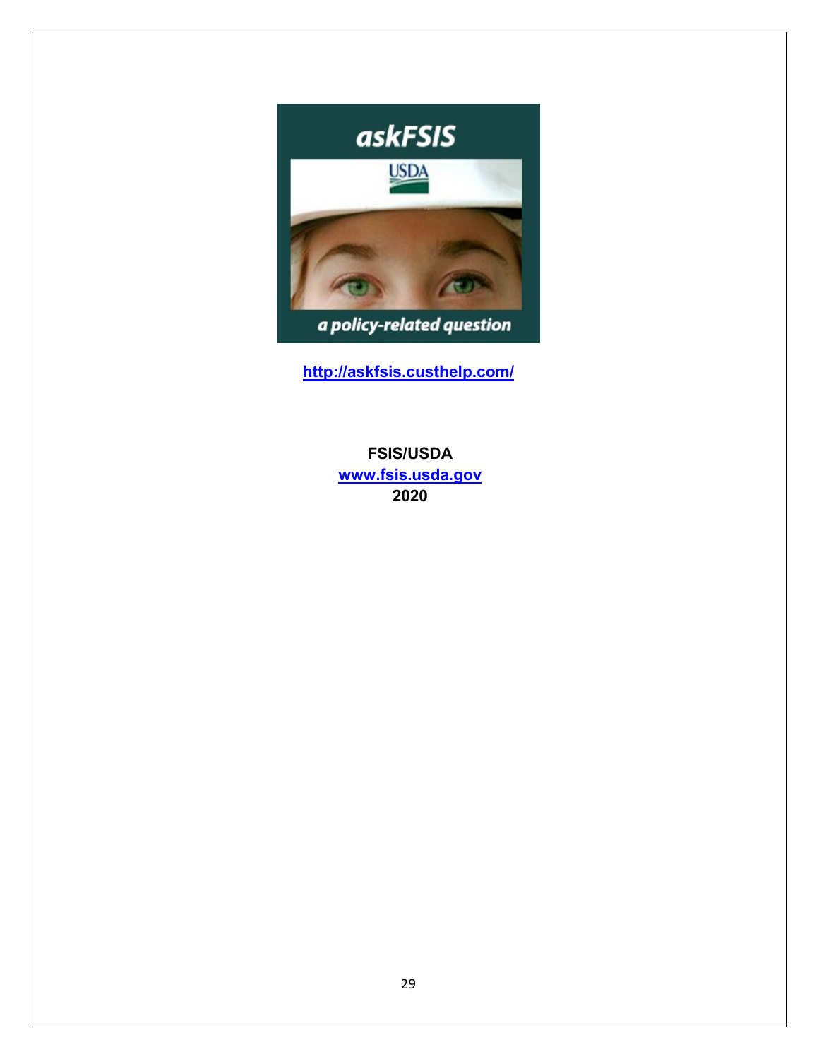askFSIS

USDA

a policy-related question

http://askfsis.custhelp.com/

**FSIS/USDA**
**www.fsis.usda.gov**
**2020**